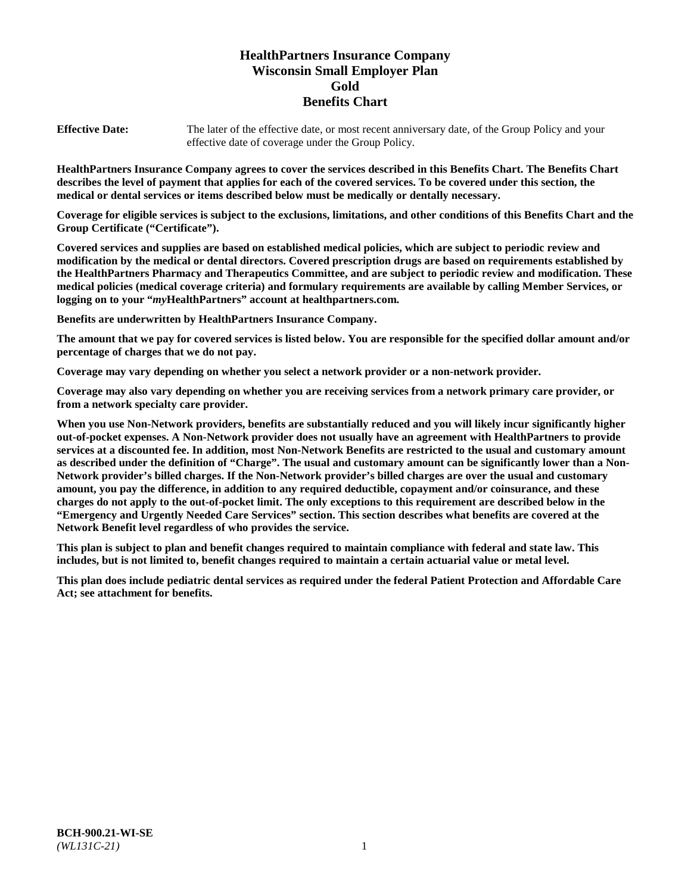# HealthPartners Insurance Company
# Wisconsin Small Employer Plan
# Gold
# Benefits Chart

**Effective Date:** The later of the effective date, or most recent anniversary date, of the Group Policy and your effective date of coverage under the Group Policy.

**HealthPartners Insurance Company agrees to cover the services described in this Benefits Chart. The Benefits Chart describes the level of payment that applies for each of the covered services. To be covered under this section, the medical or dental services or items described below must be medically or dentally necessary.**

**Coverage for eligible services is subject to the exclusions, limitations, and other conditions of this Benefits Chart and the Group Certificate ("Certificate").**

**Covered services and supplies are based on established medical policies, which are subject to periodic review and modification by the medical or dental directors. Covered prescription drugs are based on requirements established by the HealthPartners Pharmacy and Therapeutics Committee, and are subject to periodic review and modification. These medical policies (medical coverage criteria) and formulary requirements are available by calling Member Services, or logging on to your "*my*HealthPartners" account at healthpartners.com.**

**Benefits are underwritten by HealthPartners Insurance Company.**

**The amount that we pay for covered services is listed below. You are responsible for the specified dollar amount and/or percentage of charges that we do not pay.**

**Coverage may vary depending on whether you select a network provider or a non-network provider.**

**Coverage may also vary depending on whether you are receiving services from a network primary care provider, or from a network specialty care provider.**

**When you use Non-Network providers, benefits are substantially reduced and you will likely incur significantly higher out-of-pocket expenses. A Non-Network provider does not usually have an agreement with HealthPartners to provide services at a discounted fee. In addition, most Non-Network Benefits are restricted to the usual and customary amount as described under the definition of "Charge". The usual and customary amount can be significantly lower than a Non-Network provider's billed charges. If the Non-Network provider's billed charges are over the usual and customary amount, you pay the difference, in addition to any required deductible, copayment and/or coinsurance, and these charges do not apply to the out-of-pocket limit. The only exceptions to this requirement are described below in the "Emergency and Urgently Needed Care Services" section. This section describes what benefits are covered at the Network Benefit level regardless of who provides the service.**

**This plan is subject to plan and benefit changes required to maintain compliance with federal and state law. This includes, but is not limited to, benefit changes required to maintain a certain actuarial value or metal level.**

**This plan does include pediatric dental services as required under the federal Patient Protection and Affordable Care Act; see attachment for benefits.**

**BCH-900.21-WI-SE**
*(WL131C-21)*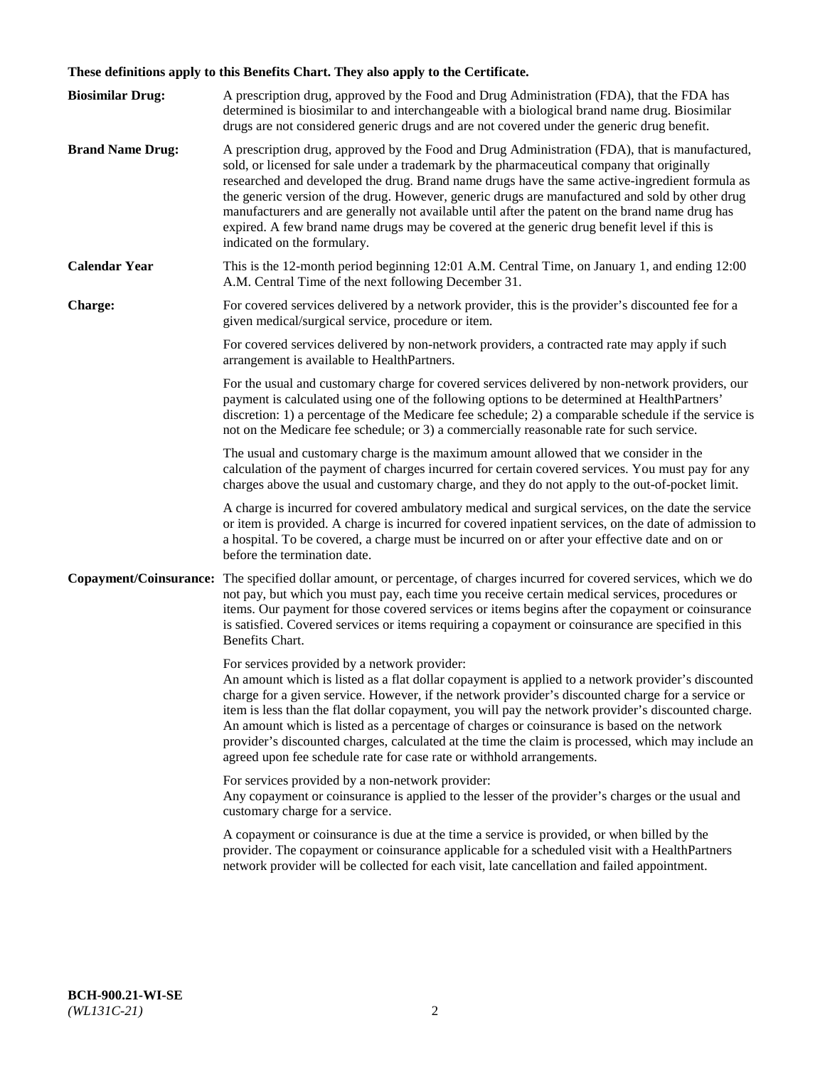**These definitions apply to this Benefits Chart. They also apply to the Certificate.**

**Biosimilar Drug:** A prescription drug, approved by the Food and Drug Administration (FDA), that the FDA has determined is biosimilar to and interchangeable with a biological brand name drug. Biosimilar drugs are not considered generic drugs and are not covered under the generic drug benefit.

**Brand Name Drug:** A prescription drug, approved by the Food and Drug Administration (FDA), that is manufactured, sold, or licensed for sale under a trademark by the pharmaceutical company that originally researched and developed the drug. Brand name drugs have the same active-ingredient formula as the generic version of the drug. However, generic drugs are manufactured and sold by other drug manufacturers and are generally not available until after the patent on the brand name drug has expired. A few brand name drugs may be covered at the generic drug benefit level if this is indicated on the formulary.

**Calendar Year** This is the 12-month period beginning 12:01 A.M. Central Time, on January 1, and ending 12:00 A.M. Central Time of the next following December 31.

**Charge:** For covered services delivered by a network provider, this is the provider's discounted fee for a given medical/surgical service, procedure or item.

For covered services delivered by non-network providers, a contracted rate may apply if such arrangement is available to HealthPartners.

For the usual and customary charge for covered services delivered by non-network providers, our payment is calculated using one of the following options to be determined at HealthPartners' discretion: 1) a percentage of the Medicare fee schedule; 2) a comparable schedule if the service is not on the Medicare fee schedule; or 3) a commercially reasonable rate for such service.

The usual and customary charge is the maximum amount allowed that we consider in the calculation of the payment of charges incurred for certain covered services. You must pay for any charges above the usual and customary charge, and they do not apply to the out-of-pocket limit.

A charge is incurred for covered ambulatory medical and surgical services, on the date the service or item is provided. A charge is incurred for covered inpatient services, on the date of admission to a hospital. To be covered, a charge must be incurred on or after your effective date and on or before the termination date.

**Copayment/Coinsurance:** The specified dollar amount, or percentage, of charges incurred for covered services, which we do not pay, but which you must pay, each time you receive certain medical services, procedures or items. Our payment for those covered services or items begins after the copayment or coinsurance is satisfied. Covered services or items requiring a copayment or coinsurance are specified in this Benefits Chart.

For services provided by a network provider:
An amount which is listed as a flat dollar copayment is applied to a network provider's discounted charge for a given service. However, if the network provider's discounted charge for a service or item is less than the flat dollar copayment, you will pay the network provider's discounted charge. An amount which is listed as a percentage of charges or coinsurance is based on the network provider's discounted charges, calculated at the time the claim is processed, which may include an agreed upon fee schedule rate for case rate or withhold arrangements.

For services provided by a non-network provider:
Any copayment or coinsurance is applied to the lesser of the provider's charges or the usual and customary charge for a service.

A copayment or coinsurance is due at the time a service is provided, or when billed by the provider. The copayment or coinsurance applicable for a scheduled visit with a HealthPartners network provider will be collected for each visit, late cancellation and failed appointment.

**BCH-900.21-WI-SE**
*(WL131C-21)*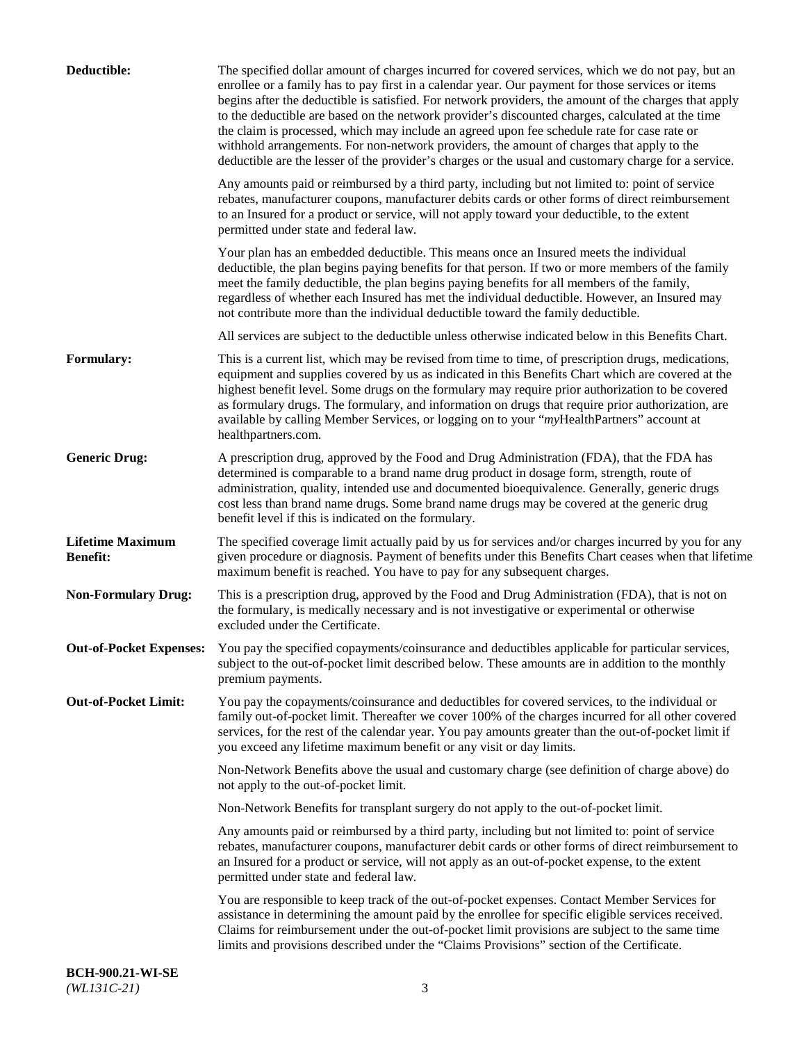**Deductible:** The specified dollar amount of charges incurred for covered services, which we do not pay, but an enrollee or a family has to pay first in a calendar year. Our payment for those services or items begins after the deductible is satisfied. For network providers, the amount of the charges that apply to the deductible are based on the network provider's discounted charges, calculated at the time the claim is processed, which may include an agreed upon fee schedule rate for case rate or withhold arrangements. For non-network providers, the amount of charges that apply to the deductible are the lesser of the provider's charges or the usual and customary charge for a service.

Any amounts paid or reimbursed by a third party, including but not limited to: point of service rebates, manufacturer coupons, manufacturer debits cards or other forms of direct reimbursement to an Insured for a product or service, will not apply toward your deductible, to the extent permitted under state and federal law.

Your plan has an embedded deductible. This means once an Insured meets the individual deductible, the plan begins paying benefits for that person. If two or more members of the family meet the family deductible, the plan begins paying benefits for all members of the family, regardless of whether each Insured has met the individual deductible. However, an Insured may not contribute more than the individual deductible toward the family deductible.

All services are subject to the deductible unless otherwise indicated below in this Benefits Chart.

**Formulary:** This is a current list, which may be revised from time to time, of prescription drugs, medications, equipment and supplies covered by us as indicated in this Benefits Chart which are covered at the highest benefit level. Some drugs on the formulary may require prior authorization to be covered as formulary drugs. The formulary, and information on drugs that require prior authorization, are available by calling Member Services, or logging on to your "*my*HealthPartners" account at healthpartners.com.

**Generic Drug:** A prescription drug, approved by the Food and Drug Administration (FDA), that the FDA has determined is comparable to a brand name drug product in dosage form, strength, route of administration, quality, intended use and documented bioequivalence. Generally, generic drugs cost less than brand name drugs. Some brand name drugs may be covered at the generic drug benefit level if this is indicated on the formulary.

**Lifetime Maximum Benefit:** The specified coverage limit actually paid by us for services and/or charges incurred by you for any given procedure or diagnosis. Payment of benefits under this Benefits Chart ceases when that lifetime maximum benefit is reached. You have to pay for any subsequent charges.

**Non-Formulary Drug:** This is a prescription drug, approved by the Food and Drug Administration (FDA), that is not on the formulary, is medically necessary and is not investigative or experimental or otherwise excluded under the Certificate.

**Out-of-Pocket Expenses:** You pay the specified copayments/coinsurance and deductibles applicable for particular services, subject to the out-of-pocket limit described below. These amounts are in addition to the monthly premium payments.

**Out-of-Pocket Limit:** You pay the copayments/coinsurance and deductibles for covered services, to the individual or family out-of-pocket limit. Thereafter we cover 100% of the charges incurred for all other covered services, for the rest of the calendar year. You pay amounts greater than the out-of-pocket limit if you exceed any lifetime maximum benefit or any visit or day limits.

Non-Network Benefits above the usual and customary charge (see definition of charge above) do not apply to the out-of-pocket limit.

Non-Network Benefits for transplant surgery do not apply to the out-of-pocket limit.

Any amounts paid or reimbursed by a third party, including but not limited to: point of service rebates, manufacturer coupons, manufacturer debit cards or other forms of direct reimbursement to an Insured for a product or service, will not apply as an out-of-pocket expense, to the extent permitted under state and federal law.

You are responsible to keep track of the out-of-pocket expenses. Contact Member Services for assistance in determining the amount paid by the enrollee for specific eligible services received. Claims for reimbursement under the out-of-pocket limit provisions are subject to the same time limits and provisions described under the "Claims Provisions" section of the Certificate.

**BCH-900.21-WI-SE**
*(WL131C-21)*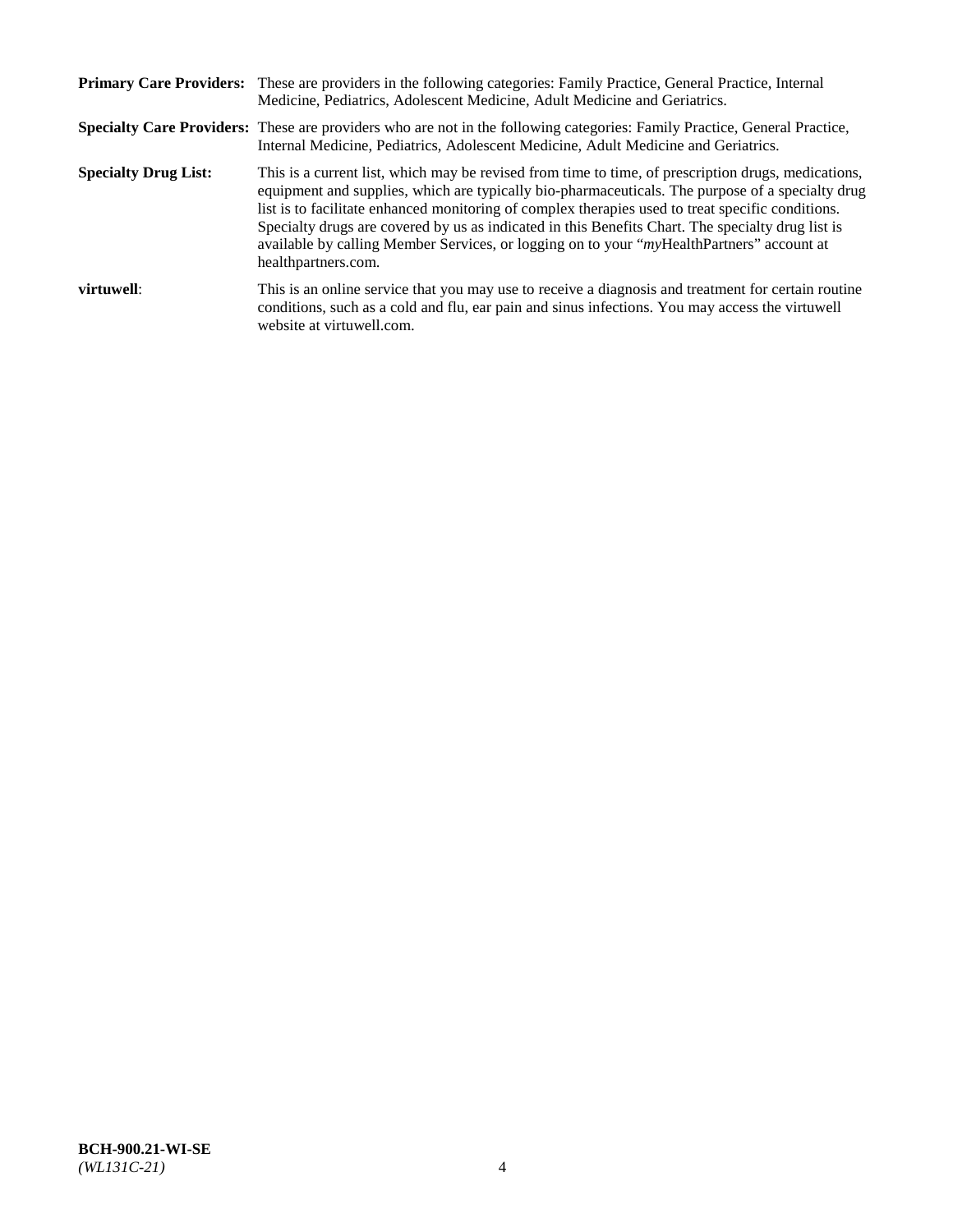**Primary Care Providers:** These are providers in the following categories: Family Practice, General Practice, Internal Medicine, Pediatrics, Adolescent Medicine, Adult Medicine and Geriatrics.

**Specialty Care Providers:** These are providers who are not in the following categories: Family Practice, General Practice, Internal Medicine, Pediatrics, Adolescent Medicine, Adult Medicine and Geriatrics.

**Specialty Drug List:** This is a current list, which may be revised from time to time, of prescription drugs, medications, equipment and supplies, which are typically bio-pharmaceuticals. The purpose of a specialty drug list is to facilitate enhanced monitoring of complex therapies used to treat specific conditions. Specialty drugs are covered by us as indicated in this Benefits Chart. The specialty drug list is available by calling Member Services, or logging on to your "*my*HealthPartners" account at healthpartners.com.

**virtuwell**: This is an online service that you may use to receive a diagnosis and treatment for certain routine conditions, such as a cold and flu, ear pain and sinus infections. You may access the virtuwell website at virtuwell.com.

**BCH-900.21-WI-SE**
*(WL131C-21)*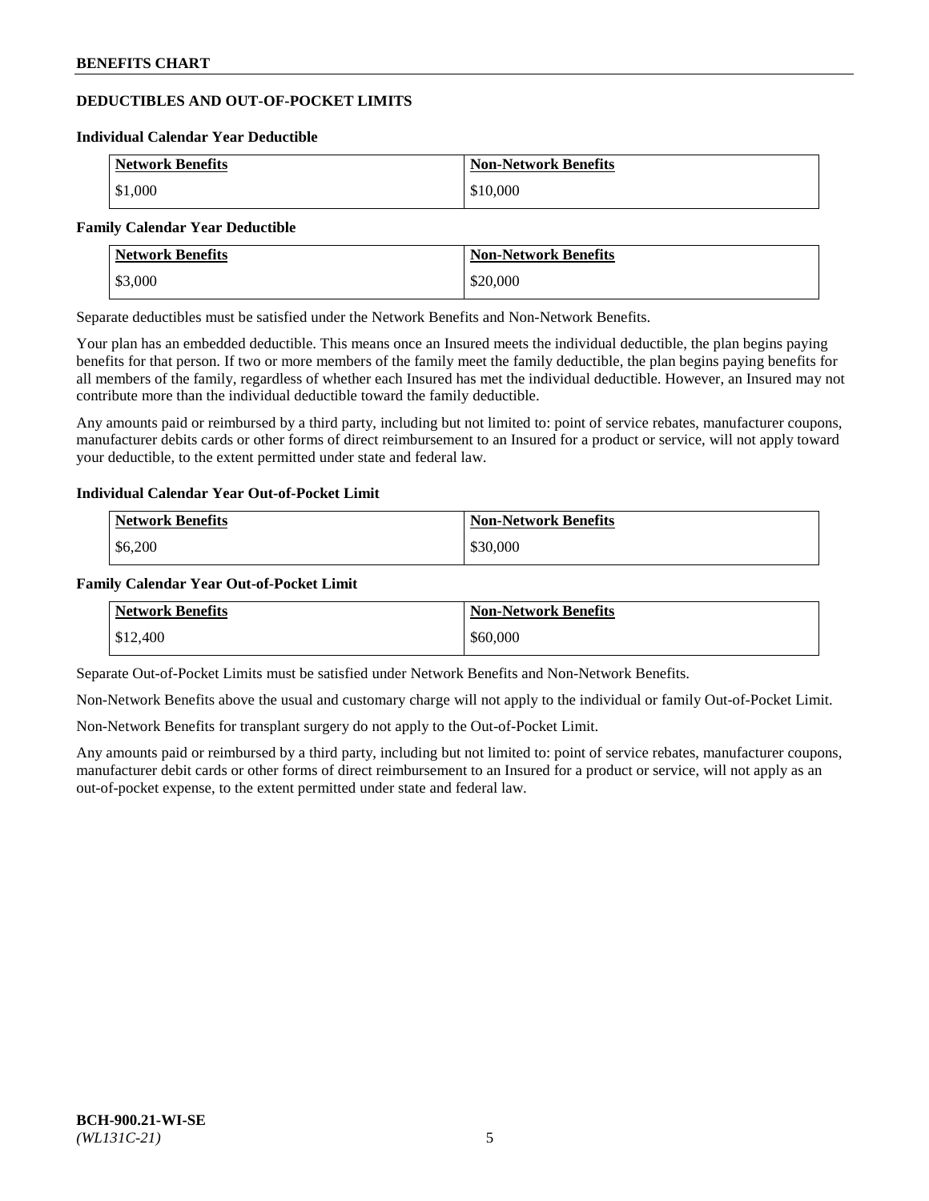## DEDUCTIBLES AND OUT-OF-POCKET LIMITS

### Individual Calendar Year Deductible

| Network Benefits | Non-Network Benefits |
| --- | --- |
| $1,000 | $10,000 |

### Family Calendar Year Deductible

| Network Benefits | Non-Network Benefits |
| --- | --- |
| $3,000 | $20,000 |

Separate deductibles must be satisfied under the Network Benefits and Non-Network Benefits.

Your plan has an embedded deductible. This means once an Insured meets the individual deductible, the plan begins paying benefits for that person. If two or more members of the family meet the family deductible, the plan begins paying benefits for all members of the family, regardless of whether each Insured has met the individual deductible. However, an Insured may not contribute more than the individual deductible toward the family deductible.

Any amounts paid or reimbursed by a third party, including but not limited to: point of service rebates, manufacturer coupons, manufacturer debits cards or other forms of direct reimbursement to an Insured for a product or service, will not apply toward your deductible, to the extent permitted under state and federal law.

### Individual Calendar Year Out-of-Pocket Limit

| Network Benefits | Non-Network Benefits |
| --- | --- |
| $6,200 | $30,000 |

### Family Calendar Year Out-of-Pocket Limit

| Network Benefits | Non-Network Benefits |
| --- | --- |
| $12,400 | $60,000 |

Separate Out-of-Pocket Limits must be satisfied under Network Benefits and Non-Network Benefits.

Non-Network Benefits above the usual and customary charge will not apply to the individual or family Out-of-Pocket Limit.

Non-Network Benefits for transplant surgery do not apply to the Out-of-Pocket Limit.

Any amounts paid or reimbursed by a third party, including but not limited to: point of service rebates, manufacturer coupons, manufacturer debit cards or other forms of direct reimbursement to an Insured for a product or service, will not apply as an out-of-pocket expense, to the extent permitted under state and federal law.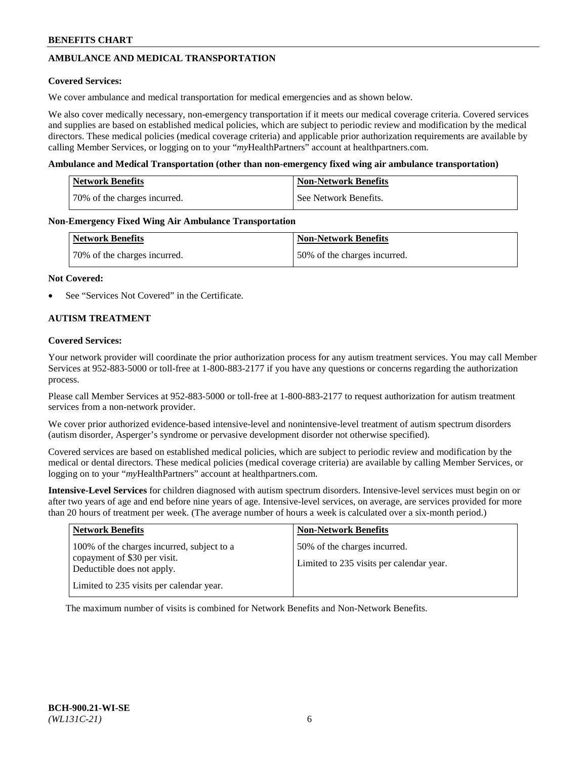## AMBULANCE AND MEDICAL TRANSPORTATION

**Covered Services:**

We cover ambulance and medical transportation for medical emergencies and as shown below.

We also cover medically necessary, non-emergency transportation if it meets our medical coverage criteria. Covered services and supplies are based on established medical policies, which are subject to periodic review and modification by the medical directors. These medical policies (medical coverage criteria) and applicable prior authorization requirements are available by calling Member Services, or logging on to your "*my*HealthPartners" account at healthpartners.com.

**Ambulance and Medical Transportation (other than non-emergency fixed wing air ambulance transportation)**

| Network Benefits | Non-Network Benefits |
|---|---|
| 70% of the charges incurred. | See Network Benefits. |

**Non-Emergency Fixed Wing Air Ambulance Transportation**

| Network Benefits | Non-Network Benefits |
|---|---|
| 70% of the charges incurred. | 50% of the charges incurred. |

**Not Covered:**

- See "Services Not Covered" in the Certificate.

## AUTISM TREATMENT

**Covered Services:**

Your network provider will coordinate the prior authorization process for any autism treatment services. You may call Member Services at 952-883-5000 or toll-free at 1-800-883-2177 if you have any questions or concerns regarding the authorization process.

Please call Member Services at 952-883-5000 or toll-free at 1-800-883-2177 to request authorization for autism treatment services from a non-network provider.

We cover prior authorized evidence-based intensive-level and nonintensive-level treatment of autism spectrum disorders (autism disorder, Asperger's syndrome or pervasive development disorder not otherwise specified).

Covered services are based on established medical policies, which are subject to periodic review and modification by the medical or dental directors. These medical policies (medical coverage criteria) are available by calling Member Services, or logging on to your "*my*HealthPartners" account at healthpartners.com.

**Intensive-Level Services** for children diagnosed with autism spectrum disorders. Intensive-level services must begin on or after two years of age and end before nine years of age. Intensive-level services, on average, are services provided for more than 20 hours of treatment per week. (The average number of hours a week is calculated over a six-month period.)

| Network Benefits | Non-Network Benefits |
|---|---|
| 100% of the charges incurred, subject to a copayment of $30 per visit. Deductible does not apply.<br><br>Limited to 235 visits per calendar year. | 50% of the charges incurred.<br><br>Limited to 235 visits per calendar year. |

The maximum number of visits is combined for Network Benefits and Non-Network Benefits.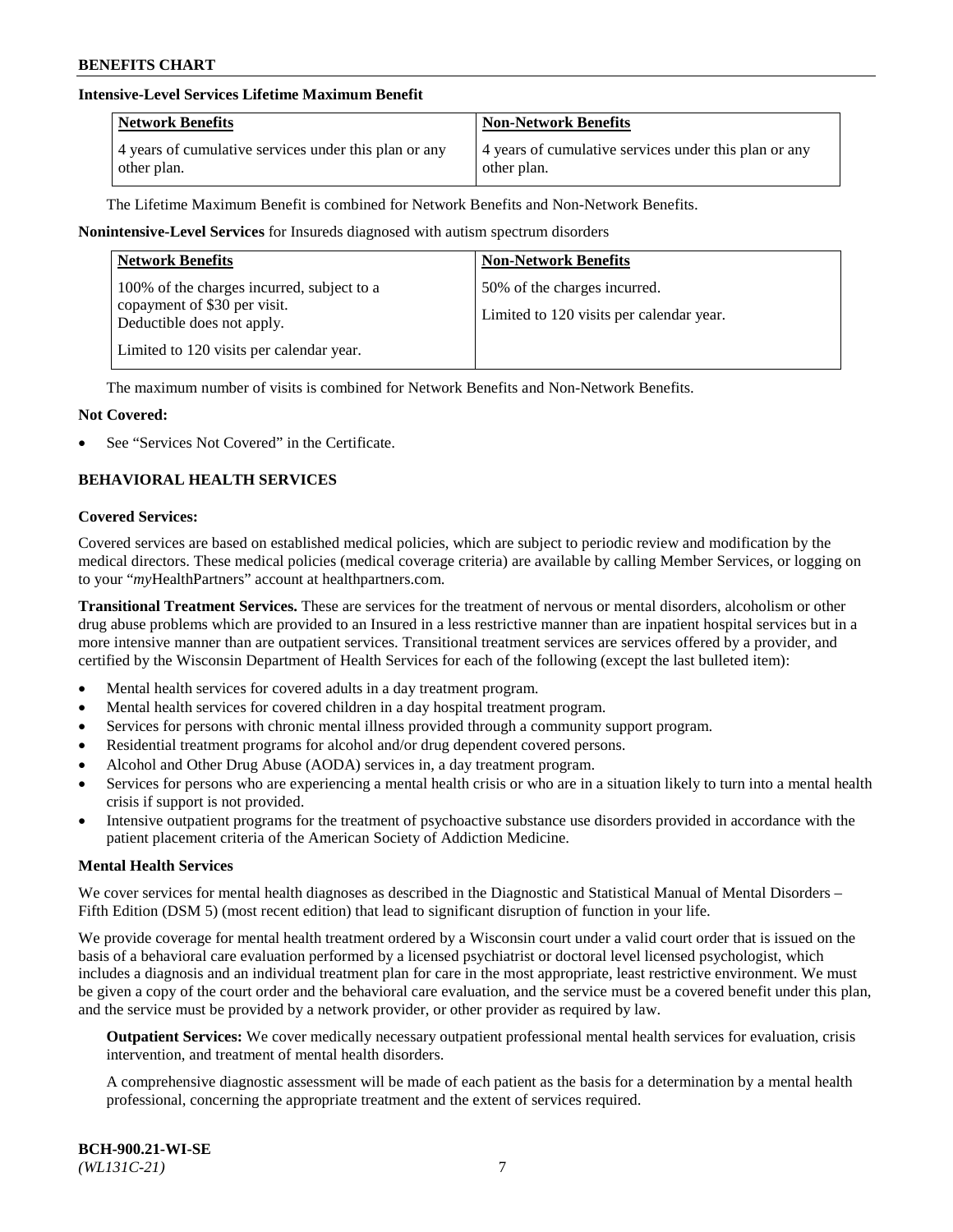**Intensive-Level Services Lifetime Maximum Benefit**

| Network Benefits | Non-Network Benefits |
|---|---|
| 4 years of cumulative services under this plan or any other plan. | 4 years of cumulative services under this plan or any other plan. |

The Lifetime Maximum Benefit is combined for Network Benefits and Non-Network Benefits.

**Nonintensive-Level Services** for Insureds diagnosed with autism spectrum disorders

| Network Benefits | Non-Network Benefits |
|---|---|
| 100% of the charges incurred, subject to a copayment of $30 per visit. Deductible does not apply.<br><br>Limited to 120 visits per calendar year. | 50% of the charges incurred.<br><br>Limited to 120 visits per calendar year. |

The maximum number of visits is combined for Network Benefits and Non-Network Benefits.

**Not Covered:**

- See "Services Not Covered" in the Certificate.

## BEHAVIORAL HEALTH SERVICES

**Covered Services:**

Covered services are based on established medical policies, which are subject to periodic review and modification by the medical directors. These medical policies (medical coverage criteria) are available by calling Member Services, or logging on to your "*my*HealthPartners" account at healthpartners.com.

**Transitional Treatment Services.** These are services for the treatment of nervous or mental disorders, alcoholism or other drug abuse problems which are provided to an Insured in a less restrictive manner than are inpatient hospital services but in a more intensive manner than are outpatient services. Transitional treatment services are services offered by a provider, and certified by the Wisconsin Department of Health Services for each of the following (except the last bulleted item):

- Mental health services for covered adults in a day treatment program.
- Mental health services for covered children in a day hospital treatment program.
- Services for persons with chronic mental illness provided through a community support program.
- Residential treatment programs for alcohol and/or drug dependent covered persons.
- Alcohol and Other Drug Abuse (AODA) services in, a day treatment program.
- Services for persons who are experiencing a mental health crisis or who are in a situation likely to turn into a mental health crisis if support is not provided.
- Intensive outpatient programs for the treatment of psychoactive substance use disorders provided in accordance with the patient placement criteria of the American Society of Addiction Medicine.

**Mental Health Services**

We cover services for mental health diagnoses as described in the Diagnostic and Statistical Manual of Mental Disorders – Fifth Edition (DSM 5) (most recent edition) that lead to significant disruption of function in your life.

We provide coverage for mental health treatment ordered by a Wisconsin court under a valid court order that is issued on the basis of a behavioral care evaluation performed by a licensed psychiatrist or doctoral level licensed psychologist, which includes a diagnosis and an individual treatment plan for care in the most appropriate, least restrictive environment. We must be given a copy of the court order and the behavioral care evaluation, and the service must be a covered benefit under this plan, and the service must be provided by a network provider, or other provider as required by law.

**Outpatient Services:** We cover medically necessary outpatient professional mental health services for evaluation, crisis intervention, and treatment of mental health disorders.

A comprehensive diagnostic assessment will be made of each patient as the basis for a determination by a mental health professional, concerning the appropriate treatment and the extent of services required.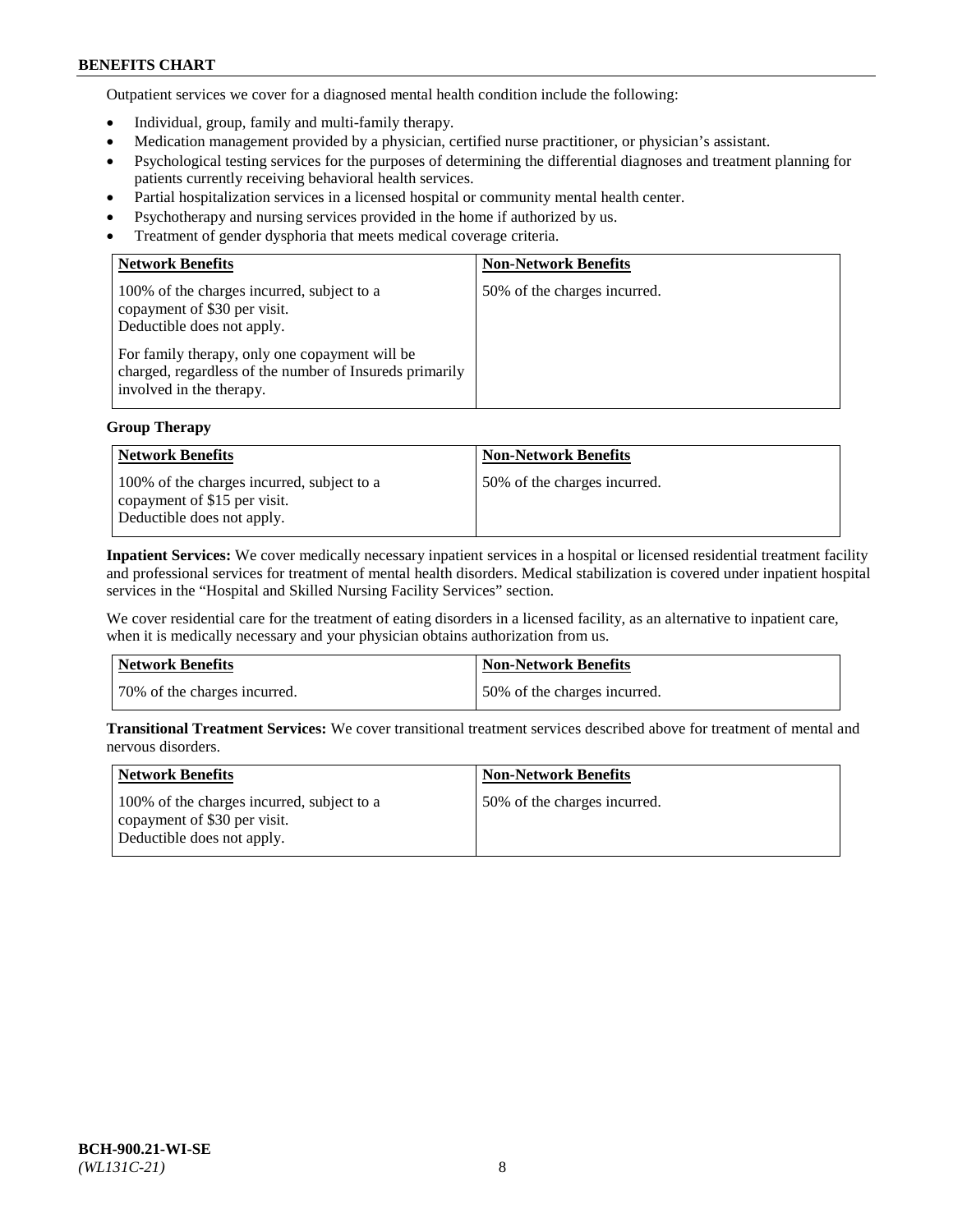Outpatient services we cover for a diagnosed mental health condition include the following:

- Individual, group, family and multi-family therapy.
- Medication management provided by a physician, certified nurse practitioner, or physician's assistant.
- Psychological testing services for the purposes of determining the differential diagnoses and treatment planning for patients currently receiving behavioral health services.
- Partial hospitalization services in a licensed hospital or community mental health center.
- Psychotherapy and nursing services provided in the home if authorized by us.
- Treatment of gender dysphoria that meets medical coverage criteria.

| Network Benefits | Non-Network Benefits |
|---|---|
| 100% of the charges incurred, subject to a copayment of $30 per visit. Deductible does not apply.<br><br>For family therapy, only one copayment will be charged, regardless of the number of Insureds primarily involved in the therapy. | 50% of the charges incurred. |

**Group Therapy**

| Network Benefits | Non-Network Benefits |
|---|---|
| 100% of the charges incurred, subject to a copayment of $15 per visit. Deductible does not apply. | 50% of the charges incurred. |

**Inpatient Services:** We cover medically necessary inpatient services in a hospital or licensed residential treatment facility and professional services for treatment of mental health disorders. Medical stabilization is covered under inpatient hospital services in the "Hospital and Skilled Nursing Facility Services" section.

We cover residential care for the treatment of eating disorders in a licensed facility, as an alternative to inpatient care, when it is medically necessary and your physician obtains authorization from us.

| Network Benefits | Non-Network Benefits |
|---|---|
| 70% of the charges incurred. | 50% of the charges incurred. |

**Transitional Treatment Services:** We cover transitional treatment services described above for treatment of mental and nervous disorders.

| Network Benefits | Non-Network Benefits |
|---|---|
| 100% of the charges incurred, subject to a copayment of $30 per visit. Deductible does not apply. | 50% of the charges incurred. |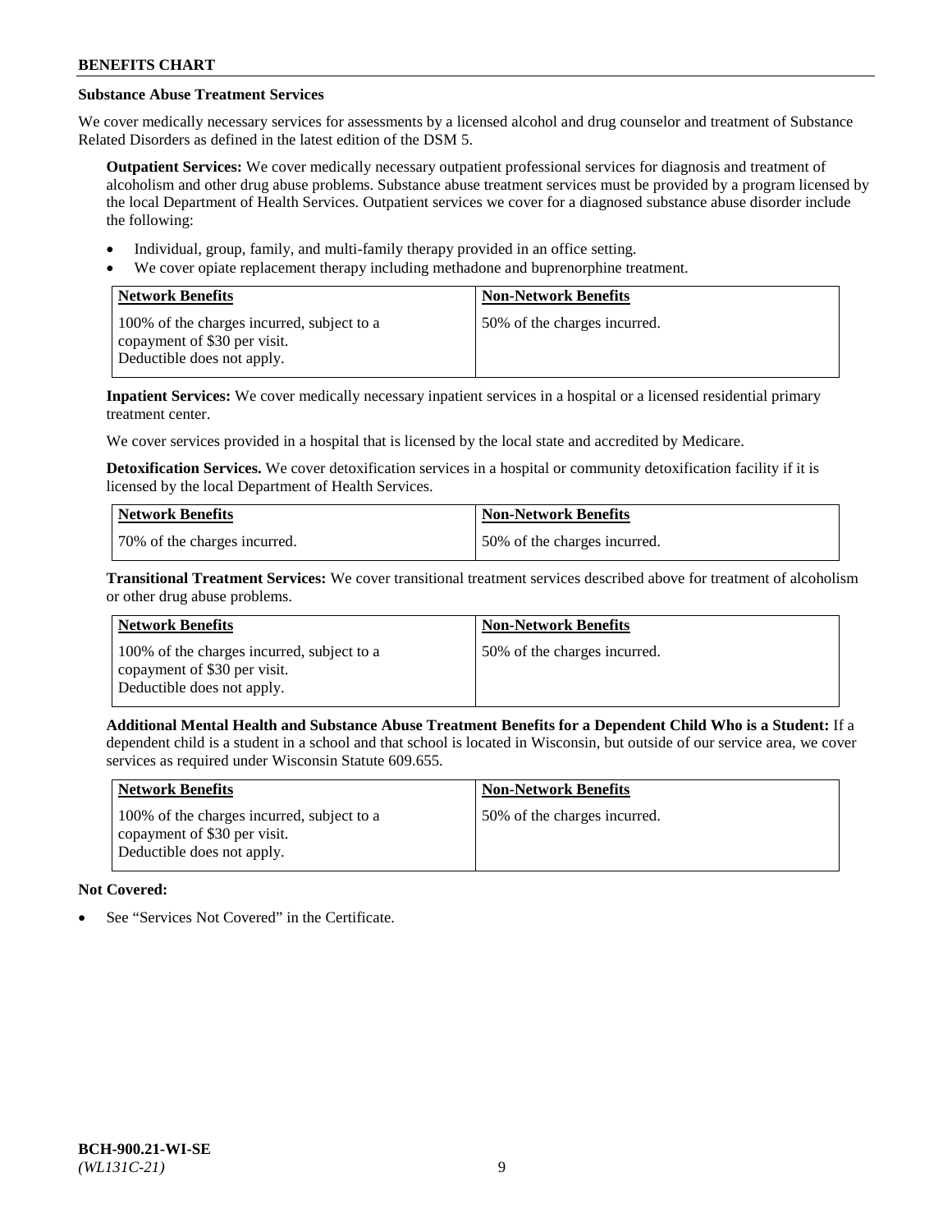**Substance Abuse Treatment Services**

We cover medically necessary services for assessments by a licensed alcohol and drug counselor and treatment of Substance Related Disorders as defined in the latest edition of the DSM 5.

**Outpatient Services:** We cover medically necessary outpatient professional services for diagnosis and treatment of alcoholism and other drug abuse problems. Substance abuse treatment services must be provided by a program licensed by the local Department of Health Services. Outpatient services we cover for a diagnosed substance abuse disorder include the following:

- Individual, group, family, and multi-family therapy provided in an office setting.
- We cover opiate replacement therapy including methadone and buprenorphine treatment.

| Network Benefits | Non-Network Benefits |
|---|---|
| 100% of the charges incurred, subject to a copayment of $30 per visit. Deductible does not apply. | 50% of the charges incurred. |

**Inpatient Services:** We cover medically necessary inpatient services in a hospital or a licensed residential primary treatment center.

We cover services provided in a hospital that is licensed by the local state and accredited by Medicare.

**Detoxification Services.** We cover detoxification services in a hospital or community detoxification facility if it is licensed by the local Department of Health Services.

| Network Benefits | Non-Network Benefits |
|---|---|
| 70% of the charges incurred. | 50% of the charges incurred. |

**Transitional Treatment Services:** We cover transitional treatment services described above for treatment of alcoholism or other drug abuse problems.

| Network Benefits | Non-Network Benefits |
|---|---|
| 100% of the charges incurred, subject to a copayment of $30 per visit. Deductible does not apply. | 50% of the charges incurred. |

**Additional Mental Health and Substance Abuse Treatment Benefits for a Dependent Child Who is a Student:** If a dependent child is a student in a school and that school is located in Wisconsin, but outside of our service area, we cover services as required under Wisconsin Statute 609.655.

| Network Benefits | Non-Network Benefits |
|---|---|
| 100% of the charges incurred, subject to a copayment of $30 per visit. Deductible does not apply. | 50% of the charges incurred. |

**Not Covered:**

- See "Services Not Covered" in the Certificate.

BCH-900.21-WI-SE
*(WL131C-21)*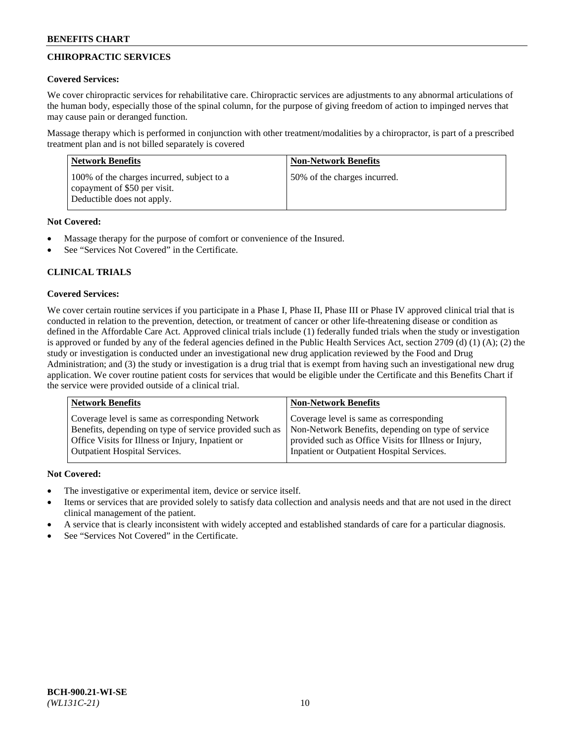## CHIROPRACTIC SERVICES

**Covered Services:**

We cover chiropractic services for rehabilitative care. Chiropractic services are adjustments to any abnormal articulations of the human body, especially those of the spinal column, for the purpose of giving freedom of action to impinged nerves that may cause pain or deranged function.

Massage therapy which is performed in conjunction with other treatment/modalities by a chiropractor, is part of a prescribed treatment plan and is not billed separately is covered

| Network Benefits | Non-Network Benefits |
| --- | --- |
| 100% of the charges incurred, subject to a copayment of $50 per visit. Deductible does not apply. | 50% of the charges incurred. |

**Not Covered:**

- Massage therapy for the purpose of comfort or convenience of the Insured.
- See "Services Not Covered" in the Certificate.

## CLINICAL TRIALS

**Covered Services:**

We cover certain routine services if you participate in a Phase I, Phase II, Phase III or Phase IV approved clinical trial that is conducted in relation to the prevention, detection, or treatment of cancer or other life-threatening disease or condition as defined in the Affordable Care Act. Approved clinical trials include (1) federally funded trials when the study or investigation is approved or funded by any of the federal agencies defined in the Public Health Services Act, section 2709 (d) (1) (A); (2) the study or investigation is conducted under an investigational new drug application reviewed by the Food and Drug Administration; and (3) the study or investigation is a drug trial that is exempt from having such an investigational new drug application. We cover routine patient costs for services that would be eligible under the Certificate and this Benefits Chart if the service were provided outside of a clinical trial.

| Network Benefits | Non-Network Benefits |
| --- | --- |
| Coverage level is same as corresponding Network Benefits, depending on type of service provided such as Office Visits for Illness or Injury, Inpatient or Outpatient Hospital Services. | Coverage level is same as corresponding Non-Network Benefits, depending on type of service provided such as Office Visits for Illness or Injury, Inpatient or Outpatient Hospital Services. |

**Not Covered:**

- The investigative or experimental item, device or service itself.
- Items or services that are provided solely to satisfy data collection and analysis needs and that are not used in the direct clinical management of the patient.
- A service that is clearly inconsistent with widely accepted and established standards of care for a particular diagnosis.
- See "Services Not Covered" in the Certificate.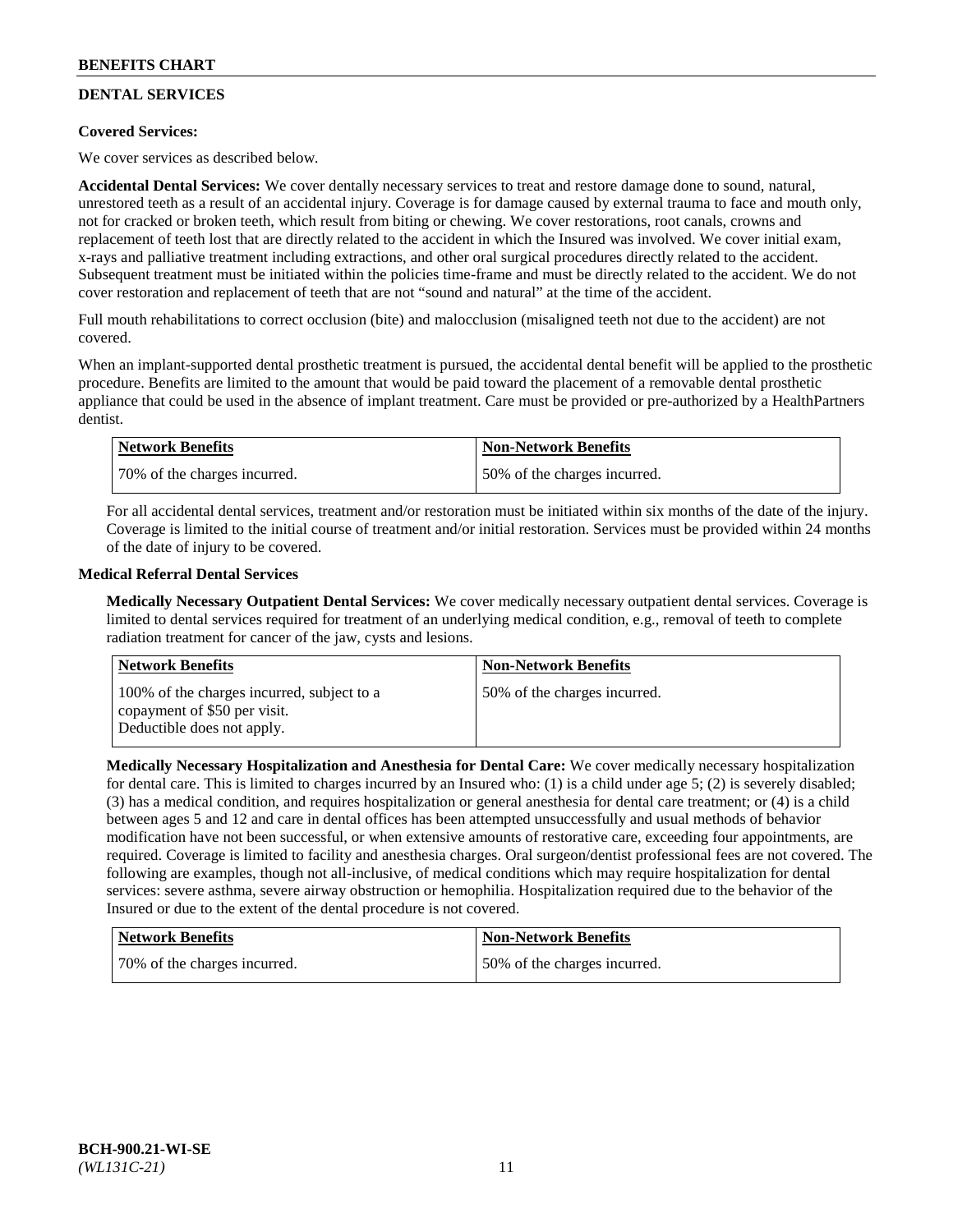## DENTAL SERVICES

**Covered Services:**

We cover services as described below.

**Accidental Dental Services:** We cover dentally necessary services to treat and restore damage done to sound, natural, unrestored teeth as a result of an accidental injury. Coverage is for damage caused by external trauma to face and mouth only, not for cracked or broken teeth, which result from biting or chewing. We cover restorations, root canals, crowns and replacement of teeth lost that are directly related to the accident in which the Insured was involved. We cover initial exam, x-rays and palliative treatment including extractions, and other oral surgical procedures directly related to the accident. Subsequent treatment must be initiated within the policies time-frame and must be directly related to the accident. We do not cover restoration and replacement of teeth that are not "sound and natural" at the time of the accident.

Full mouth rehabilitations to correct occlusion (bite) and malocclusion (misaligned teeth not due to the accident) are not covered.

When an implant-supported dental prosthetic treatment is pursued, the accidental dental benefit will be applied to the prosthetic procedure. Benefits are limited to the amount that would be paid toward the placement of a removable dental prosthetic appliance that could be used in the absence of implant treatment. Care must be provided or pre-authorized by a HealthPartners dentist.

| Network Benefits | Non-Network Benefits |
| --- | --- |
| 70% of the charges incurred. | 50% of the charges incurred. |

For all accidental dental services, treatment and/or restoration must be initiated within six months of the date of the injury. Coverage is limited to the initial course of treatment and/or initial restoration. Services must be provided within 24 months of the date of injury to be covered.

**Medical Referral Dental Services**

**Medically Necessary Outpatient Dental Services:** We cover medically necessary outpatient dental services. Coverage is limited to dental services required for treatment of an underlying medical condition, e.g., removal of teeth to complete radiation treatment for cancer of the jaw, cysts and lesions.

| Network Benefits | Non-Network Benefits |
| --- | --- |
| 100% of the charges incurred, subject to a copayment of $50 per visit. Deductible does not apply. | 50% of the charges incurred. |

**Medically Necessary Hospitalization and Anesthesia for Dental Care:** We cover medically necessary hospitalization for dental care. This is limited to charges incurred by an Insured who: (1) is a child under age 5; (2) is severely disabled; (3) has a medical condition, and requires hospitalization or general anesthesia for dental care treatment; or (4) is a child between ages 5 and 12 and care in dental offices has been attempted unsuccessfully and usual methods of behavior modification have not been successful, or when extensive amounts of restorative care, exceeding four appointments, are required. Coverage is limited to facility and anesthesia charges. Oral surgeon/dentist professional fees are not covered. The following are examples, though not all-inclusive, of medical conditions which may require hospitalization for dental services: severe asthma, severe airway obstruction or hemophilia. Hospitalization required due to the behavior of the Insured or due to the extent of the dental procedure is not covered.

| Network Benefits | Non-Network Benefits |
| --- | --- |
| 70% of the charges incurred. | 50% of the charges incurred. |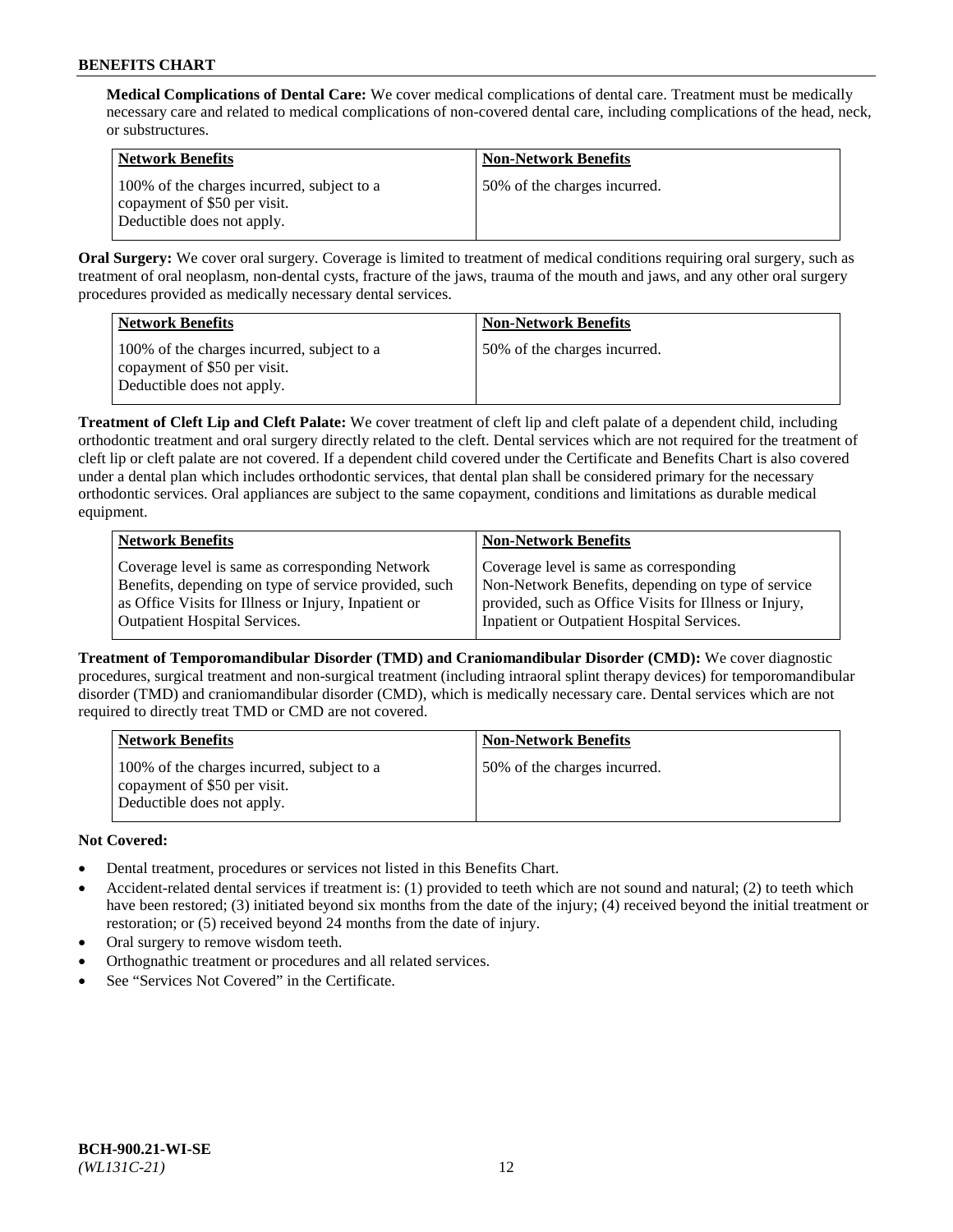**Medical Complications of Dental Care:** We cover medical complications of dental care. Treatment must be medically necessary care and related to medical complications of non-covered dental care, including complications of the head, neck, or substructures.

| Network Benefits | Non-Network Benefits |
| --- | --- |
| 100% of the charges incurred, subject to a copayment of $50 per visit. Deductible does not apply. | 50% of the charges incurred. |

**Oral Surgery:** We cover oral surgery. Coverage is limited to treatment of medical conditions requiring oral surgery, such as treatment of oral neoplasm, non-dental cysts, fracture of the jaws, trauma of the mouth and jaws, and any other oral surgery procedures provided as medically necessary dental services.

| Network Benefits | Non-Network Benefits |
| --- | --- |
| 100% of the charges incurred, subject to a copayment of $50 per visit. Deductible does not apply. | 50% of the charges incurred. |

**Treatment of Cleft Lip and Cleft Palate:** We cover treatment of cleft lip and cleft palate of a dependent child, including orthodontic treatment and oral surgery directly related to the cleft. Dental services which are not required for the treatment of cleft lip or cleft palate are not covered. If a dependent child covered under the Certificate and Benefits Chart is also covered under a dental plan which includes orthodontic services, that dental plan shall be considered primary for the necessary orthodontic services. Oral appliances are subject to the same copayment, conditions and limitations as durable medical equipment.

| Network Benefits | Non-Network Benefits |
| --- | --- |
| Coverage level is same as corresponding Network Benefits, depending on type of service provided, such as Office Visits for Illness or Injury, Inpatient or Outpatient Hospital Services. | Coverage level is same as corresponding Non-Network Benefits, depending on type of service provided, such as Office Visits for Illness or Injury, Inpatient or Outpatient Hospital Services. |

**Treatment of Temporomandibular Disorder (TMD) and Craniomandibular Disorder (CMD):** We cover diagnostic procedures, surgical treatment and non-surgical treatment (including intraoral splint therapy devices) for temporomandibular disorder (TMD) and craniomandibular disorder (CMD), which is medically necessary care. Dental services which are not required to directly treat TMD or CMD are not covered.

| Network Benefits | Non-Network Benefits |
| --- | --- |
| 100% of the charges incurred, subject to a copayment of $50 per visit. Deductible does not apply. | 50% of the charges incurred. |

**Not Covered:**

- Dental treatment, procedures or services not listed in this Benefits Chart.
- Accident-related dental services if treatment is: (1) provided to teeth which are not sound and natural; (2) to teeth which have been restored; (3) initiated beyond six months from the date of the injury; (4) received beyond the initial treatment or restoration; or (5) received beyond 24 months from the date of injury.
- Oral surgery to remove wisdom teeth.
- Orthognathic treatment or procedures and all related services.
- See "Services Not Covered" in the Certificate.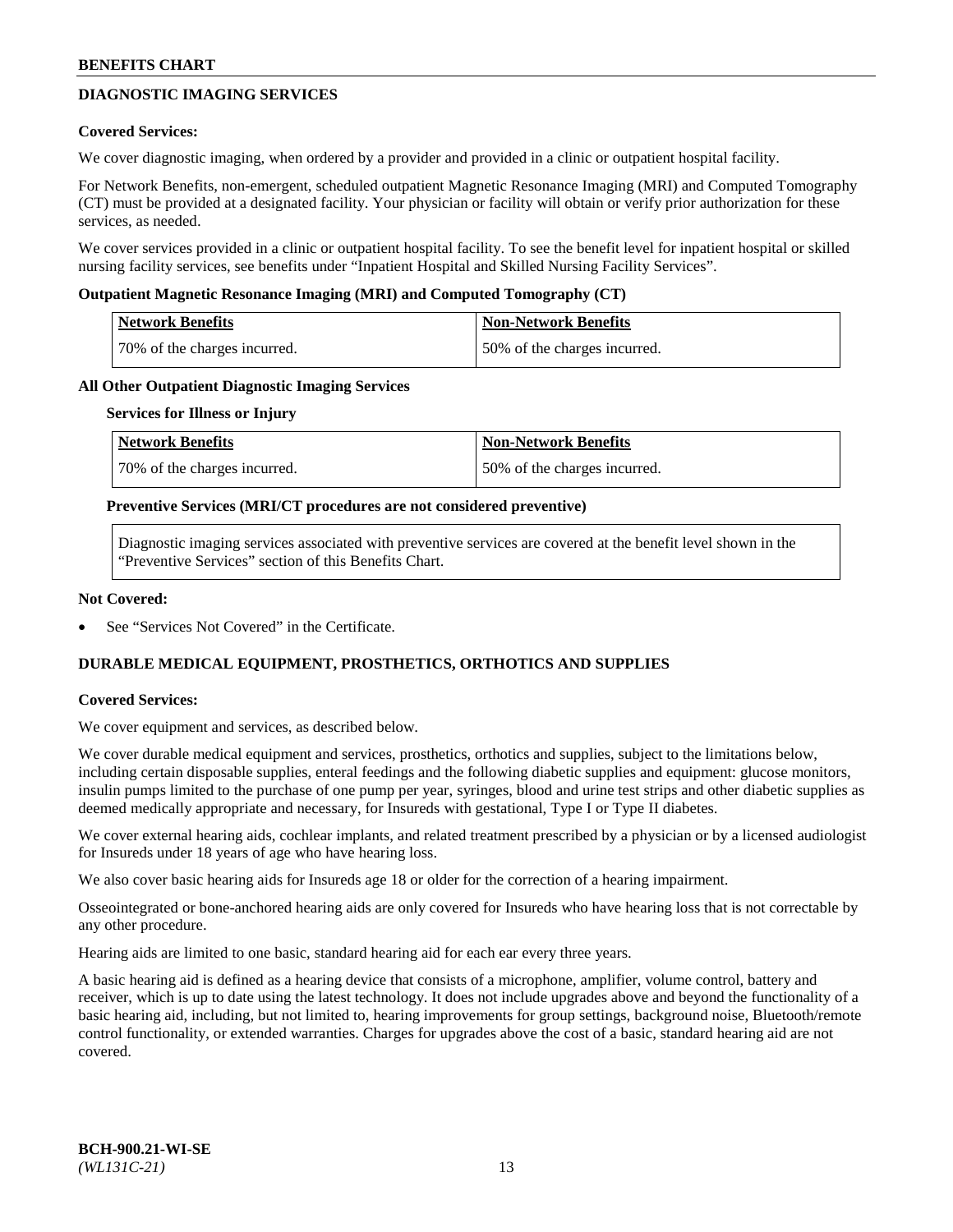## DIAGNOSTIC IMAGING SERVICES

**Covered Services:**

We cover diagnostic imaging, when ordered by a provider and provided in a clinic or outpatient hospital facility.

For Network Benefits, non-emergent, scheduled outpatient Magnetic Resonance Imaging (MRI) and Computed Tomography (CT) must be provided at a designated facility. Your physician or facility will obtain or verify prior authorization for these services, as needed.

We cover services provided in a clinic or outpatient hospital facility. To see the benefit level for inpatient hospital or skilled nursing facility services, see benefits under "Inpatient Hospital and Skilled Nursing Facility Services".

**Outpatient Magnetic Resonance Imaging (MRI) and Computed Tomography (CT)**

| Network Benefits | Non-Network Benefits |
|---|---|
| 70% of the charges incurred. | 50% of the charges incurred. |

**All Other Outpatient Diagnostic Imaging Services**

**Services for Illness or Injury**

| Network Benefits | Non-Network Benefits |
|---|---|
| 70% of the charges incurred. | 50% of the charges incurred. |

**Preventive Services (MRI/CT procedures are not considered preventive)**

Diagnostic imaging services associated with preventive services are covered at the benefit level shown in the "Preventive Services" section of this Benefits Chart.

**Not Covered:**

- See "Services Not Covered" in the Certificate.

## DURABLE MEDICAL EQUIPMENT, PROSTHETICS, ORTHOTICS AND SUPPLIES

**Covered Services:**

We cover equipment and services, as described below.

We cover durable medical equipment and services, prosthetics, orthotics and supplies, subject to the limitations below, including certain disposable supplies, enteral feedings and the following diabetic supplies and equipment: glucose monitors, insulin pumps limited to the purchase of one pump per year, syringes, blood and urine test strips and other diabetic supplies as deemed medically appropriate and necessary, for Insureds with gestational, Type I or Type II diabetes.

We cover external hearing aids, cochlear implants, and related treatment prescribed by a physician or by a licensed audiologist for Insureds under 18 years of age who have hearing loss.

We also cover basic hearing aids for Insureds age 18 or older for the correction of a hearing impairment.

Osseointegrated or bone-anchored hearing aids are only covered for Insureds who have hearing loss that is not correctable by any other procedure.

Hearing aids are limited to one basic, standard hearing aid for each ear every three years.

A basic hearing aid is defined as a hearing device that consists of a microphone, amplifier, volume control, battery and receiver, which is up to date using the latest technology. It does not include upgrades above and beyond the functionality of a basic hearing aid, including, but not limited to, hearing improvements for group settings, background noise, Bluetooth/remote control functionality, or extended warranties. Charges for upgrades above the cost of a basic, standard hearing aid are not covered.

BCH-900.21-WI-SE
*(WL131C-21)*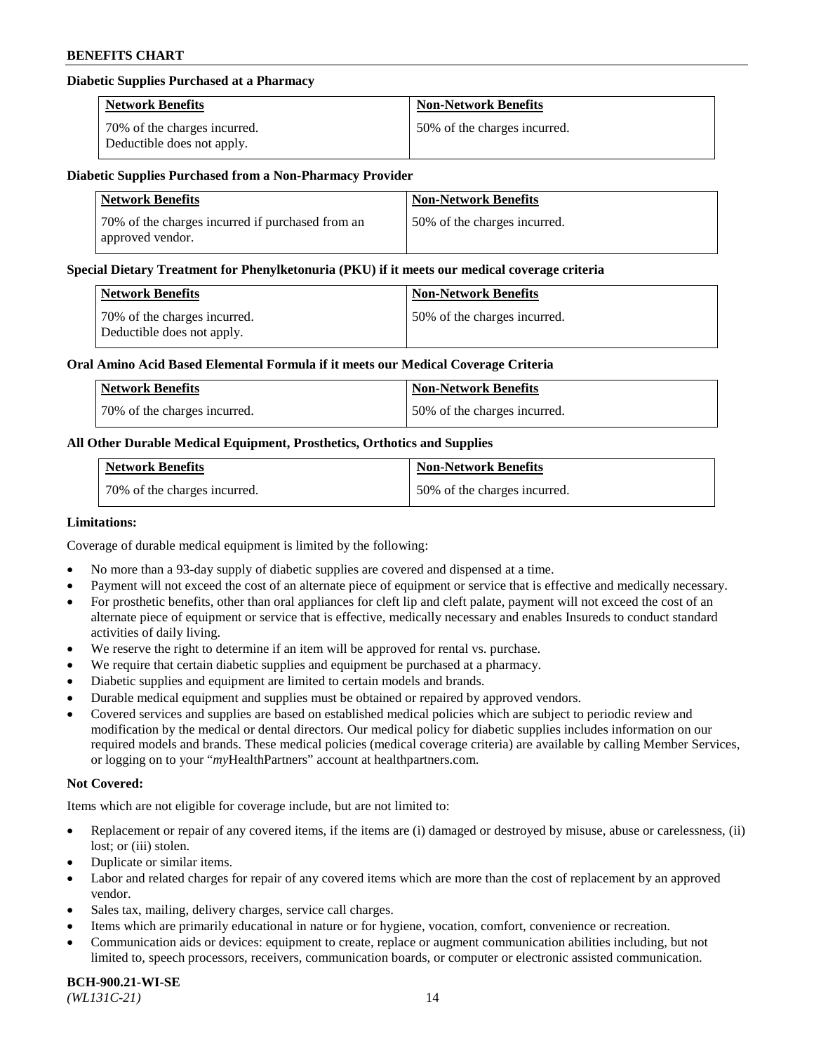**Diabetic Supplies Purchased at a Pharmacy**

| Network Benefits | Non-Network Benefits |
|---|---|
| 70% of the charges incurred. Deductible does not apply. | 50% of the charges incurred. |

**Diabetic Supplies Purchased from a Non-Pharmacy Provider**

| Network Benefits | Non-Network Benefits |
|---|---|
| 70% of the charges incurred if purchased from an approved vendor. | 50% of the charges incurred. |

**Special Dietary Treatment for Phenylketonuria (PKU) if it meets our medical coverage criteria**

| Network Benefits | Non-Network Benefits |
|---|---|
| 70% of the charges incurred. Deductible does not apply. | 50% of the charges incurred. |

**Oral Amino Acid Based Elemental Formula if it meets our Medical Coverage Criteria**

| Network Benefits | Non-Network Benefits |
|---|---|
| 70% of the charges incurred. | 50% of the charges incurred. |

**All Other Durable Medical Equipment, Prosthetics, Orthotics and Supplies**

| Network Benefits | Non-Network Benefits |
|---|---|
| 70% of the charges incurred. | 50% of the charges incurred. |

**Limitations:**

Coverage of durable medical equipment is limited by the following:

- No more than a 93-day supply of diabetic supplies are covered and dispensed at a time.
- Payment will not exceed the cost of an alternate piece of equipment or service that is effective and medically necessary.
- For prosthetic benefits, other than oral appliances for cleft lip and cleft palate, payment will not exceed the cost of an alternate piece of equipment or service that is effective, medically necessary and enables Insureds to conduct standard activities of daily living.
- We reserve the right to determine if an item will be approved for rental vs. purchase.
- We require that certain diabetic supplies and equipment be purchased at a pharmacy.
- Diabetic supplies and equipment are limited to certain models and brands.
- Durable medical equipment and supplies must be obtained or repaired by approved vendors.
- Covered services and supplies are based on established medical policies which are subject to periodic review and modification by the medical or dental directors. Our medical policy for diabetic supplies includes information on our required models and brands. These medical policies (medical coverage criteria) are available by calling Member Services, or logging on to your "*my*HealthPartners" account at healthpartners.com.

**Not Covered:**

Items which are not eligible for coverage include, but are not limited to:

- Replacement or repair of any covered items, if the items are (i) damaged or destroyed by misuse, abuse or carelessness, (ii) lost; or (iii) stolen.
- Duplicate or similar items.
- Labor and related charges for repair of any covered items which are more than the cost of replacement by an approved vendor.
- Sales tax, mailing, delivery charges, service call charges.
- Items which are primarily educational in nature or for hygiene, vocation, comfort, convenience or recreation.
- Communication aids or devices: equipment to create, replace or augment communication abilities including, but not limited to, speech processors, receivers, communication boards, or computer or electronic assisted communication.

**BCH-900.21-WI-SE**
*(WL131C-21)*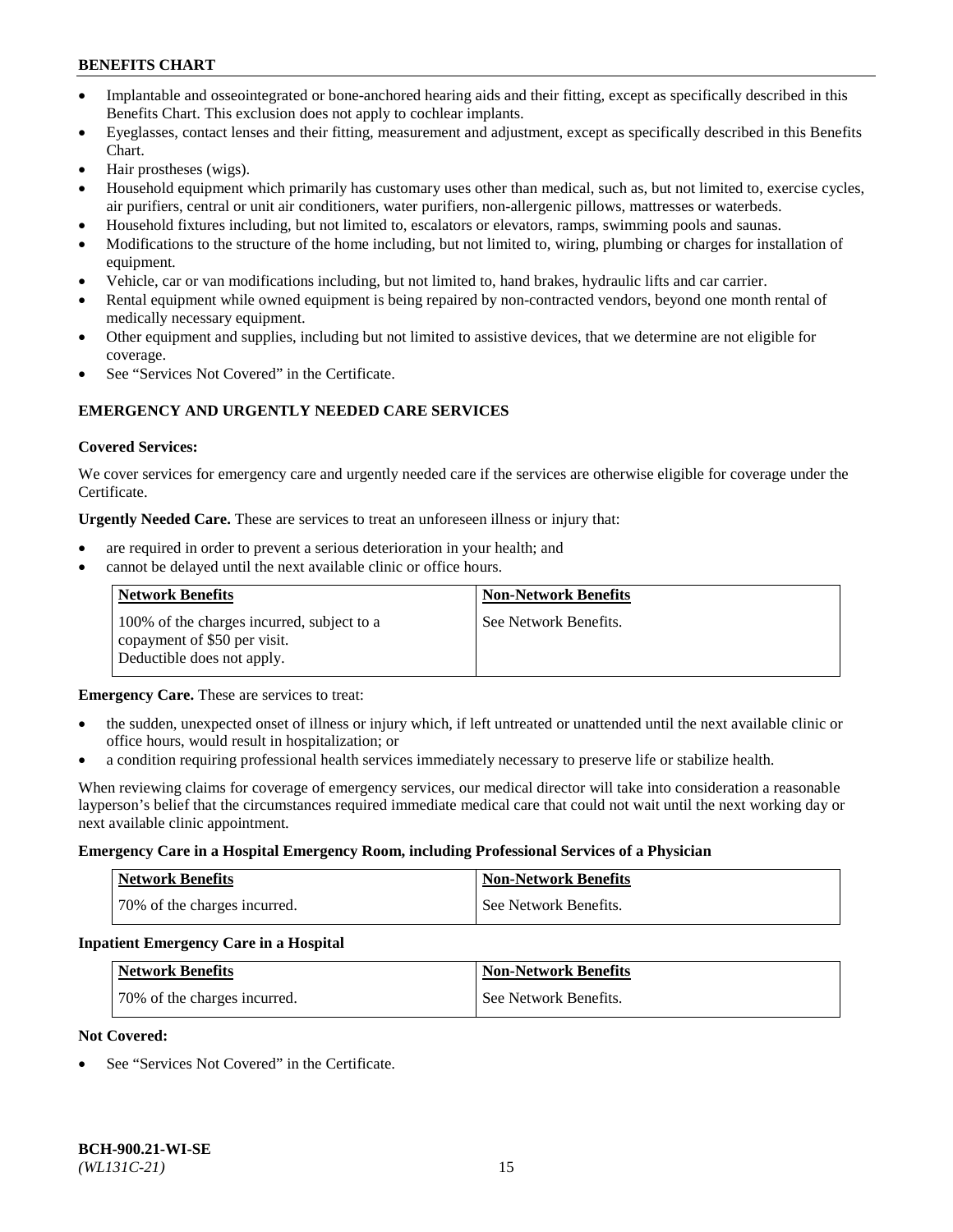- Implantable and osseointegrated or bone-anchored hearing aids and their fitting, except as specifically described in this Benefits Chart. This exclusion does not apply to cochlear implants.
- Eyeglasses, contact lenses and their fitting, measurement and adjustment, except as specifically described in this Benefits Chart.
- Hair prostheses (wigs).
- Household equipment which primarily has customary uses other than medical, such as, but not limited to, exercise cycles, air purifiers, central or unit air conditioners, water purifiers, non-allergenic pillows, mattresses or waterbeds.
- Household fixtures including, but not limited to, escalators or elevators, ramps, swimming pools and saunas.
- Modifications to the structure of the home including, but not limited to, wiring, plumbing or charges for installation of equipment.
- Vehicle, car or van modifications including, but not limited to, hand brakes, hydraulic lifts and car carrier.
- Rental equipment while owned equipment is being repaired by non-contracted vendors, beyond one month rental of medically necessary equipment.
- Other equipment and supplies, including but not limited to assistive devices, that we determine are not eligible for coverage.
- See "Services Not Covered" in the Certificate.

## EMERGENCY AND URGENTLY NEEDED CARE SERVICES

**Covered Services:**

We cover services for emergency care and urgently needed care if the services are otherwise eligible for coverage under the Certificate.

**Urgently Needed Care.** These are services to treat an unforeseen illness or injury that:

- are required in order to prevent a serious deterioration in your health; and
- cannot be delayed until the next available clinic or office hours.

| Network Benefits | Non-Network Benefits |
|---|---|
| 100% of the charges incurred, subject to a copayment of $50 per visit. Deductible does not apply. | See Network Benefits. |

**Emergency Care.** These are services to treat:

- the sudden, unexpected onset of illness or injury which, if left untreated or unattended until the next available clinic or office hours, would result in hospitalization; or
- a condition requiring professional health services immediately necessary to preserve life or stabilize health.

When reviewing claims for coverage of emergency services, our medical director will take into consideration a reasonable layperson's belief that the circumstances required immediate medical care that could not wait until the next working day or next available clinic appointment.

**Emergency Care in a Hospital Emergency Room, including Professional Services of a Physician**

| Network Benefits | Non-Network Benefits |
|---|---|
| 70% of the charges incurred. | See Network Benefits. |

**Inpatient Emergency Care in a Hospital**

| Network Benefits | Non-Network Benefits |
|---|---|
| 70% of the charges incurred. | See Network Benefits. |

**Not Covered:**

- See "Services Not Covered" in the Certificate.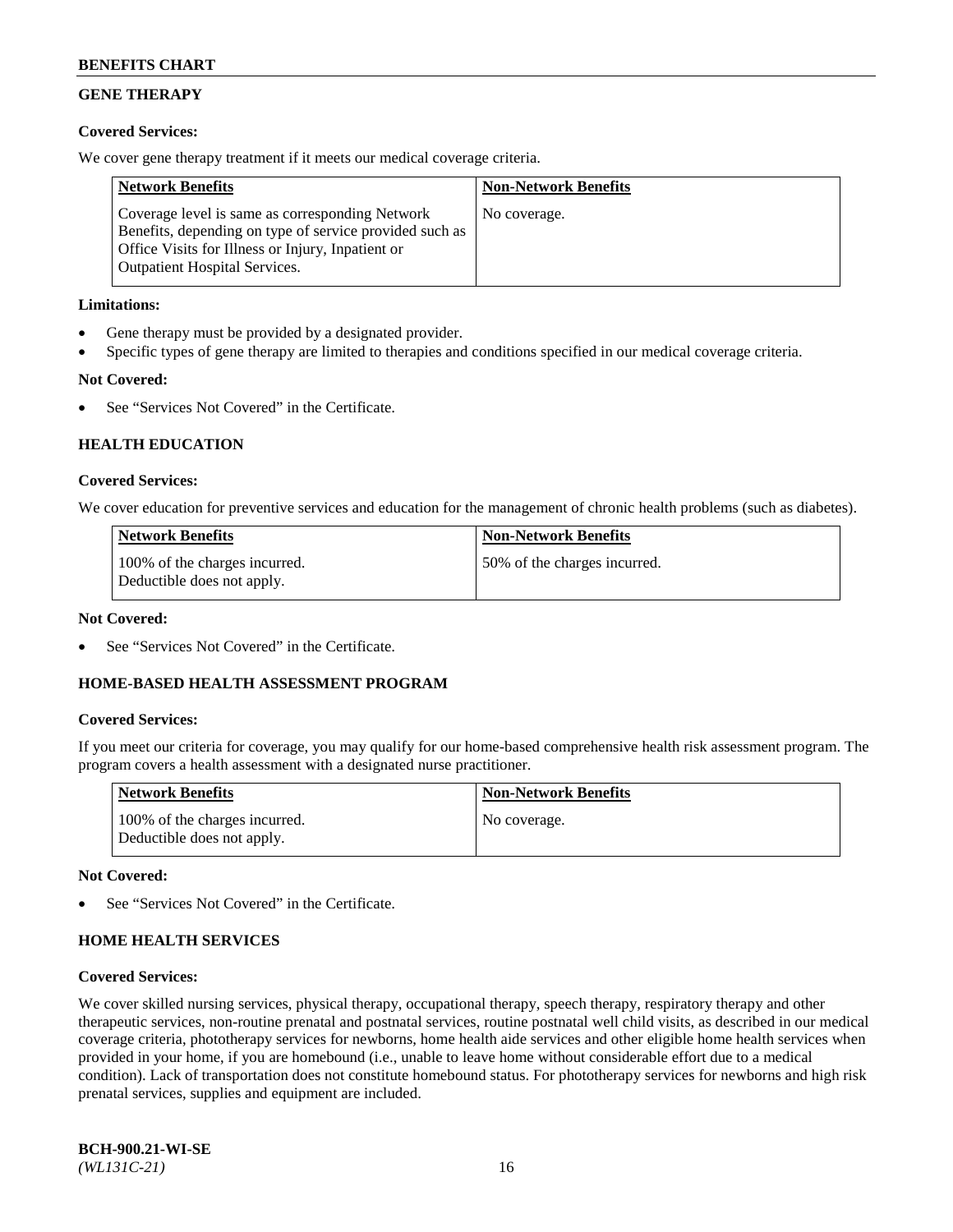## GENE THERAPY

**Covered Services:**

We cover gene therapy treatment if it meets our medical coverage criteria.

| Network Benefits | Non-Network Benefits |
|---|---|
| Coverage level is same as corresponding Network Benefits, depending on type of service provided such as Office Visits for Illness or Injury, Inpatient or Outpatient Hospital Services. | No coverage. |

**Limitations:**

- Gene therapy must be provided by a designated provider.
- Specific types of gene therapy are limited to therapies and conditions specified in our medical coverage criteria.

**Not Covered:**

- See "Services Not Covered" in the Certificate.

## HEALTH EDUCATION

**Covered Services:**

We cover education for preventive services and education for the management of chronic health problems (such as diabetes).

| Network Benefits | Non-Network Benefits |
|---|---|
| 100% of the charges incurred. Deductible does not apply. | 50% of the charges incurred. |

**Not Covered:**

- See "Services Not Covered" in the Certificate.

## HOME-BASED HEALTH ASSESSMENT PROGRAM

**Covered Services:**

If you meet our criteria for coverage, you may qualify for our home-based comprehensive health risk assessment program. The program covers a health assessment with a designated nurse practitioner.

| Network Benefits | Non-Network Benefits |
|---|---|
| 100% of the charges incurred. Deductible does not apply. | No coverage. |

**Not Covered:**

- See "Services Not Covered" in the Certificate.

## HOME HEALTH SERVICES

**Covered Services:**

We cover skilled nursing services, physical therapy, occupational therapy, speech therapy, respiratory therapy and other therapeutic services, non-routine prenatal and postnatal services, routine postnatal well child visits, as described in our medical coverage criteria, phototherapy services for newborns, home health aide services and other eligible home health services when provided in your home, if you are homebound (i.e., unable to leave home without considerable effort due to a medical condition). Lack of transportation does not constitute homebound status. For phototherapy services for newborns and high risk prenatal services, supplies and equipment are included.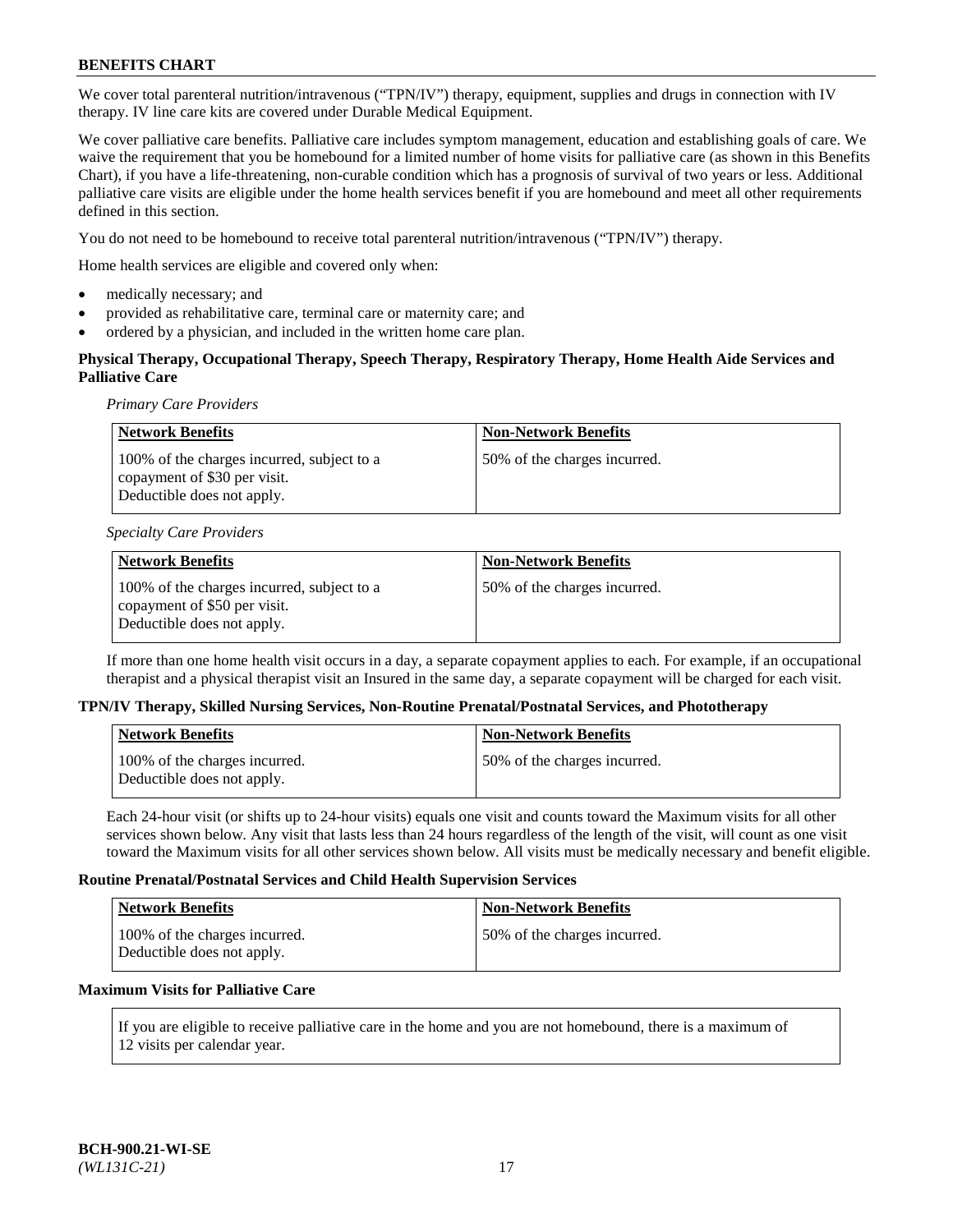We cover total parenteral nutrition/intravenous ("TPN/IV") therapy, equipment, supplies and drugs in connection with IV therapy. IV line care kits are covered under Durable Medical Equipment.

We cover palliative care benefits. Palliative care includes symptom management, education and establishing goals of care. We waive the requirement that you be homebound for a limited number of home visits for palliative care (as shown in this Benefits Chart), if you have a life-threatening, non-curable condition which has a prognosis of survival of two years or less. Additional palliative care visits are eligible under the home health services benefit if you are homebound and meet all other requirements defined in this section.

You do not need to be homebound to receive total parenteral nutrition/intravenous ("TPN/IV") therapy.

Home health services are eligible and covered only when:

- medically necessary; and
- provided as rehabilitative care, terminal care or maternity care; and
- ordered by a physician, and included in the written home care plan.

**Physical Therapy, Occupational Therapy, Speech Therapy, Respiratory Therapy, Home Health Aide Services and Palliative Care**

*Primary Care Providers*

| Network Benefits | Non-Network Benefits |
|---|---|
| 100% of the charges incurred, subject to a copayment of $30 per visit. Deductible does not apply. | 50% of the charges incurred. |

*Specialty Care Providers*

| Network Benefits | Non-Network Benefits |
|---|---|
| 100% of the charges incurred, subject to a copayment of $50 per visit. Deductible does not apply. | 50% of the charges incurred. |

If more than one home health visit occurs in a day, a separate copayment applies to each. For example, if an occupational therapist and a physical therapist visit an Insured in the same day, a separate copayment will be charged for each visit.

**TPN/IV Therapy, Skilled Nursing Services, Non-Routine Prenatal/Postnatal Services, and Phototherapy**

| Network Benefits | Non-Network Benefits |
|---|---|
| 100% of the charges incurred. Deductible does not apply. | 50% of the charges incurred. |

Each 24-hour visit (or shifts up to 24-hour visits) equals one visit and counts toward the Maximum visits for all other services shown below. Any visit that lasts less than 24 hours regardless of the length of the visit, will count as one visit toward the Maximum visits for all other services shown below. All visits must be medically necessary and benefit eligible.

**Routine Prenatal/Postnatal Services and Child Health Supervision Services**

| Network Benefits | Non-Network Benefits |
|---|---|
| 100% of the charges incurred. Deductible does not apply. | 50% of the charges incurred. |

**Maximum Visits for Palliative Care**

If you are eligible to receive palliative care in the home and you are not homebound, there is a maximum of 12 visits per calendar year.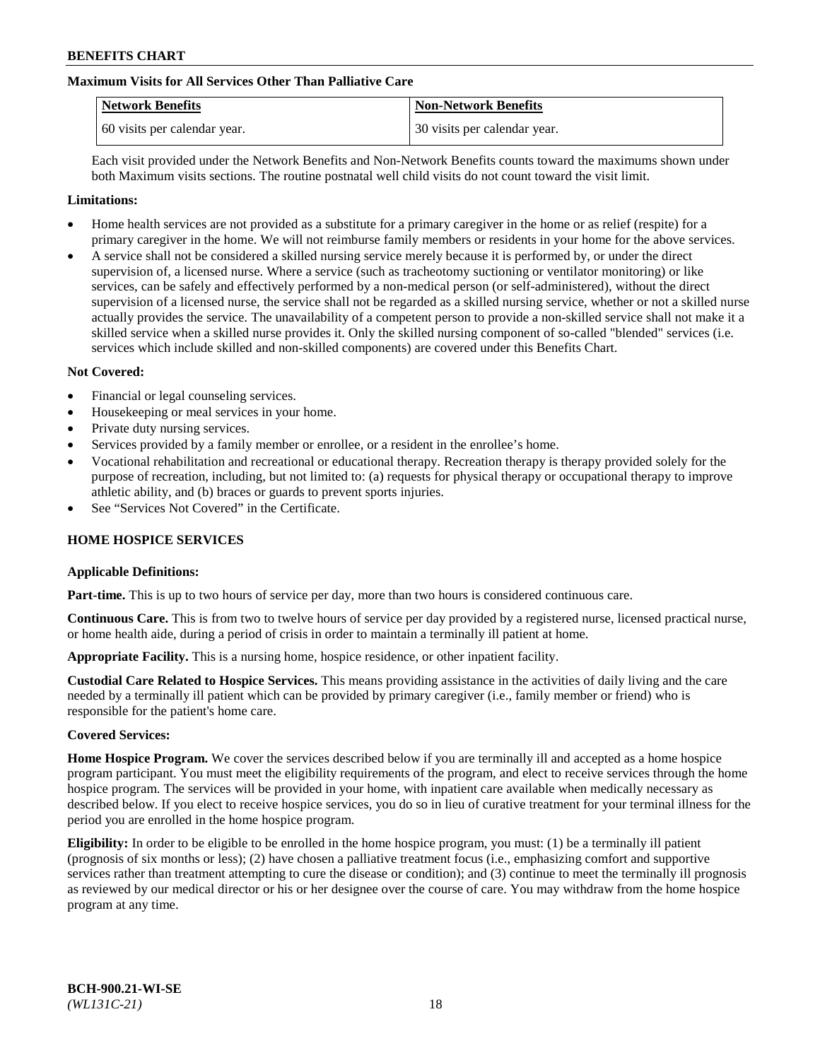**Maximum Visits for All Services Other Than Palliative Care**

| Network Benefits | Non-Network Benefits |
| --- | --- |
| 60 visits per calendar year. | 30 visits per calendar year. |

Each visit provided under the Network Benefits and Non-Network Benefits counts toward the maximums shown under both Maximum visits sections. The routine postnatal well child visits do not count toward the visit limit.

**Limitations:**

- Home health services are not provided as a substitute for a primary caregiver in the home or as relief (respite) for a primary caregiver in the home. We will not reimburse family members or residents in your home for the above services.
- A service shall not be considered a skilled nursing service merely because it is performed by, or under the direct supervision of, a licensed nurse. Where a service (such as tracheotomy suctioning or ventilator monitoring) or like services, can be safely and effectively performed by a non-medical person (or self-administered), without the direct supervision of a licensed nurse, the service shall not be regarded as a skilled nursing service, whether or not a skilled nurse actually provides the service. The unavailability of a competent person to provide a non-skilled service shall not make it a skilled service when a skilled nurse provides it. Only the skilled nursing component of so-called "blended" services (i.e. services which include skilled and non-skilled components) are covered under this Benefits Chart.

**Not Covered:**

- Financial or legal counseling services.
- Housekeeping or meal services in your home.
- Private duty nursing services.
- Services provided by a family member or enrollee, or a resident in the enrollee's home.
- Vocational rehabilitation and recreational or educational therapy. Recreation therapy is therapy provided solely for the purpose of recreation, including, but not limited to: (a) requests for physical therapy or occupational therapy to improve athletic ability, and (b) braces or guards to prevent sports injuries.
- See "Services Not Covered" in the Certificate.

## HOME HOSPICE SERVICES

**Applicable Definitions:**

**Part-time.** This is up to two hours of service per day, more than two hours is considered continuous care.

**Continuous Care.** This is from two to twelve hours of service per day provided by a registered nurse, licensed practical nurse, or home health aide, during a period of crisis in order to maintain a terminally ill patient at home.

**Appropriate Facility.** This is a nursing home, hospice residence, or other inpatient facility.

**Custodial Care Related to Hospice Services.** This means providing assistance in the activities of daily living and the care needed by a terminally ill patient which can be provided by primary caregiver (i.e., family member or friend) who is responsible for the patient's home care.

**Covered Services:**

**Home Hospice Program.** We cover the services described below if you are terminally ill and accepted as a home hospice program participant. You must meet the eligibility requirements of the program, and elect to receive services through the home hospice program. The services will be provided in your home, with inpatient care available when medically necessary as described below. If you elect to receive hospice services, you do so in lieu of curative treatment for your terminal illness for the period you are enrolled in the home hospice program.

**Eligibility:** In order to be eligible to be enrolled in the home hospice program, you must: (1) be a terminally ill patient (prognosis of six months or less); (2) have chosen a palliative treatment focus (i.e., emphasizing comfort and supportive services rather than treatment attempting to cure the disease or condition); and (3) continue to meet the terminally ill prognosis as reviewed by our medical director or his or her designee over the course of care. You may withdraw from the home hospice program at any time.

BCH-900.21-WI-SE
*(WL131C-21)*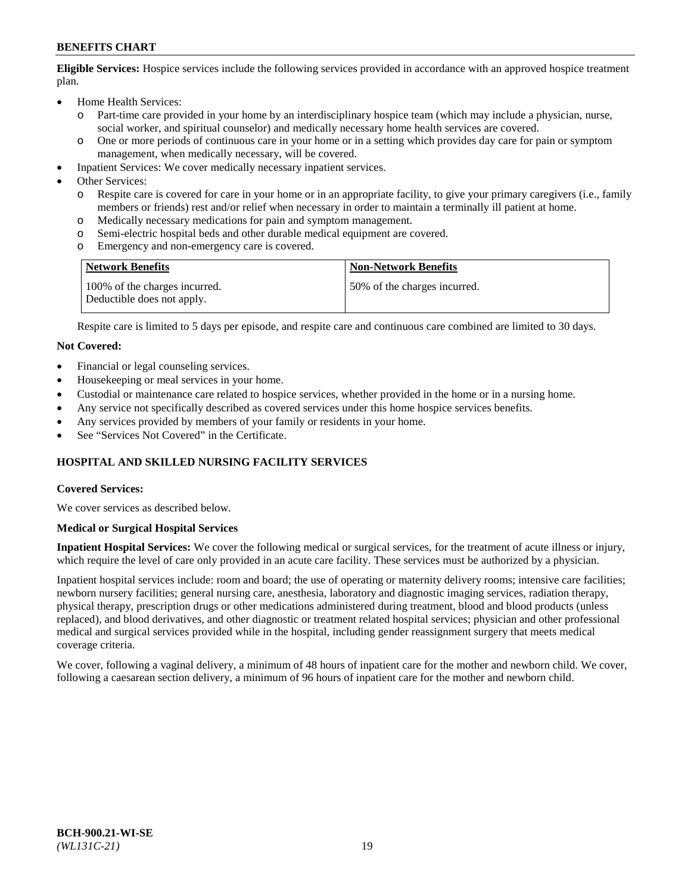**Eligible Services:** Hospice services include the following services provided in accordance with an approved hospice treatment plan.

- Home Health Services:
  - o Part-time care provided in your home by an interdisciplinary hospice team (which may include a physician, nurse, social worker, and spiritual counselor) and medically necessary home health services are covered.
  - o One or more periods of continuous care in your home or in a setting which provides day care for pain or symptom management, when medically necessary, will be covered.
- Inpatient Services: We cover medically necessary inpatient services.
- Other Services:
  - o Respite care is covered for care in your home or in an appropriate facility, to give your primary caregivers (i.e., family members or friends) rest and/or relief when necessary in order to maintain a terminally ill patient at home.
  - o Medically necessary medications for pain and symptom management.
  - o Semi-electric hospital beds and other durable medical equipment are covered.
  - o Emergency and non-emergency care is covered.

| Network Benefits | Non-Network Benefits |
|---|---|
| 100% of the charges incurred. Deductible does not apply. | 50% of the charges incurred. |

Respite care is limited to 5 days per episode, and respite care and continuous care combined are limited to 30 days.

**Not Covered:**

- Financial or legal counseling services.
- Housekeeping or meal services in your home.
- Custodial or maintenance care related to hospice services, whether provided in the home or in a nursing home.
- Any service not specifically described as covered services under this home hospice services benefits.
- Any services provided by members of your family or residents in your home.
- See "Services Not Covered" in the Certificate.

## HOSPITAL AND SKILLED NURSING FACILITY SERVICES

**Covered Services:**

We cover services as described below.

**Medical or Surgical Hospital Services**

**Inpatient Hospital Services:** We cover the following medical or surgical services, for the treatment of acute illness or injury, which require the level of care only provided in an acute care facility. These services must be authorized by a physician.

Inpatient hospital services include: room and board; the use of operating or maternity delivery rooms; intensive care facilities; newborn nursery facilities; general nursing care, anesthesia, laboratory and diagnostic imaging services, radiation therapy, physical therapy, prescription drugs or other medications administered during treatment, blood and blood products (unless replaced), and blood derivatives, and other diagnostic or treatment related hospital services; physician and other professional medical and surgical services provided while in the hospital, including gender reassignment surgery that meets medical coverage criteria.

We cover, following a vaginal delivery, a minimum of 48 hours of inpatient care for the mother and newborn child. We cover, following a caesarean section delivery, a minimum of 96 hours of inpatient care for the mother and newborn child.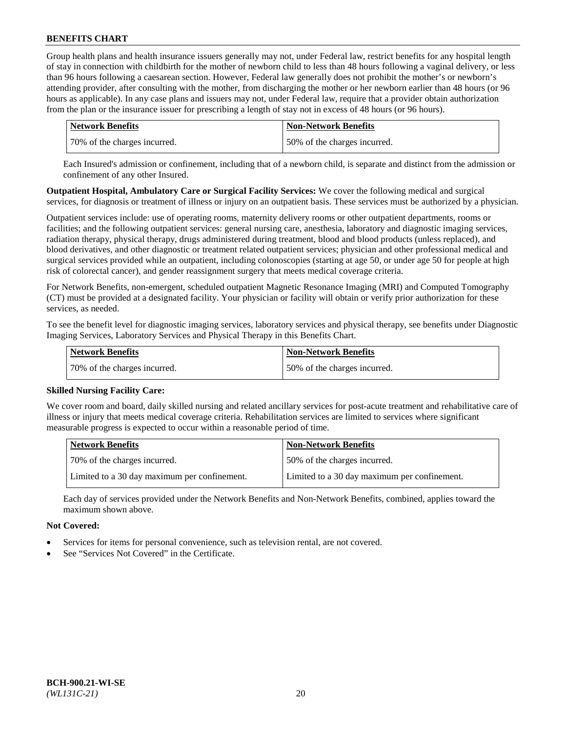Group health plans and health insurance issuers generally may not, under Federal law, restrict benefits for any hospital length of stay in connection with childbirth for the mother of newborn child to less than 48 hours following a vaginal delivery, or less than 96 hours following a caesarean section. However, Federal law generally does not prohibit the mother's or newborn's attending provider, after consulting with the mother, from discharging the mother or her newborn earlier than 48 hours (or 96 hours as applicable). In any case plans and issuers may not, under Federal law, require that a provider obtain authorization from the plan or the insurance issuer for prescribing a length of stay not in excess of 48 hours (or 96 hours).

| Network Benefits | Non-Network Benefits |
|---|---|
| 70% of the charges incurred. | 50% of the charges incurred. |

Each Insured's admission or confinement, including that of a newborn child, is separate and distinct from the admission or confinement of any other Insured.

**Outpatient Hospital, Ambulatory Care or Surgical Facility Services:** We cover the following medical and surgical services, for diagnosis or treatment of illness or injury on an outpatient basis. These services must be authorized by a physician.

Outpatient services include: use of operating rooms, maternity delivery rooms or other outpatient departments, rooms or facilities; and the following outpatient services: general nursing care, anesthesia, laboratory and diagnostic imaging services, radiation therapy, physical therapy, drugs administered during treatment, blood and blood products (unless replaced), and blood derivatives, and other diagnostic or treatment related outpatient services; physician and other professional medical and surgical services provided while an outpatient, including colonoscopies (starting at age 50, or under age 50 for people at high risk of colorectal cancer), and gender reassignment surgery that meets medical coverage criteria.

For Network Benefits, non-emergent, scheduled outpatient Magnetic Resonance Imaging (MRI) and Computed Tomography (CT) must be provided at a designated facility. Your physician or facility will obtain or verify prior authorization for these services, as needed.

To see the benefit level for diagnostic imaging services, laboratory services and physical therapy, see benefits under Diagnostic Imaging Services, Laboratory Services and Physical Therapy in this Benefits Chart.

| Network Benefits | Non-Network Benefits |
|---|---|
| 70% of the charges incurred. | 50% of the charges incurred. |

**Skilled Nursing Facility Care:**

We cover room and board, daily skilled nursing and related ancillary services for post-acute treatment and rehabilitative care of illness or injury that meets medical coverage criteria. Rehabilitation services are limited to services where significant measurable progress is expected to occur within a reasonable period of time.

| Network Benefits | Non-Network Benefits |
|---|---|
| 70% of the charges incurred. | 50% of the charges incurred. |
| Limited to a 30 day maximum per confinement. | Limited to a 30 day maximum per confinement. |

Each day of services provided under the Network Benefits and Non-Network Benefits, combined, applies toward the maximum shown above.

**Not Covered:**

- Services for items for personal convenience, such as television rental, are not covered.
- See "Services Not Covered" in the Certificate.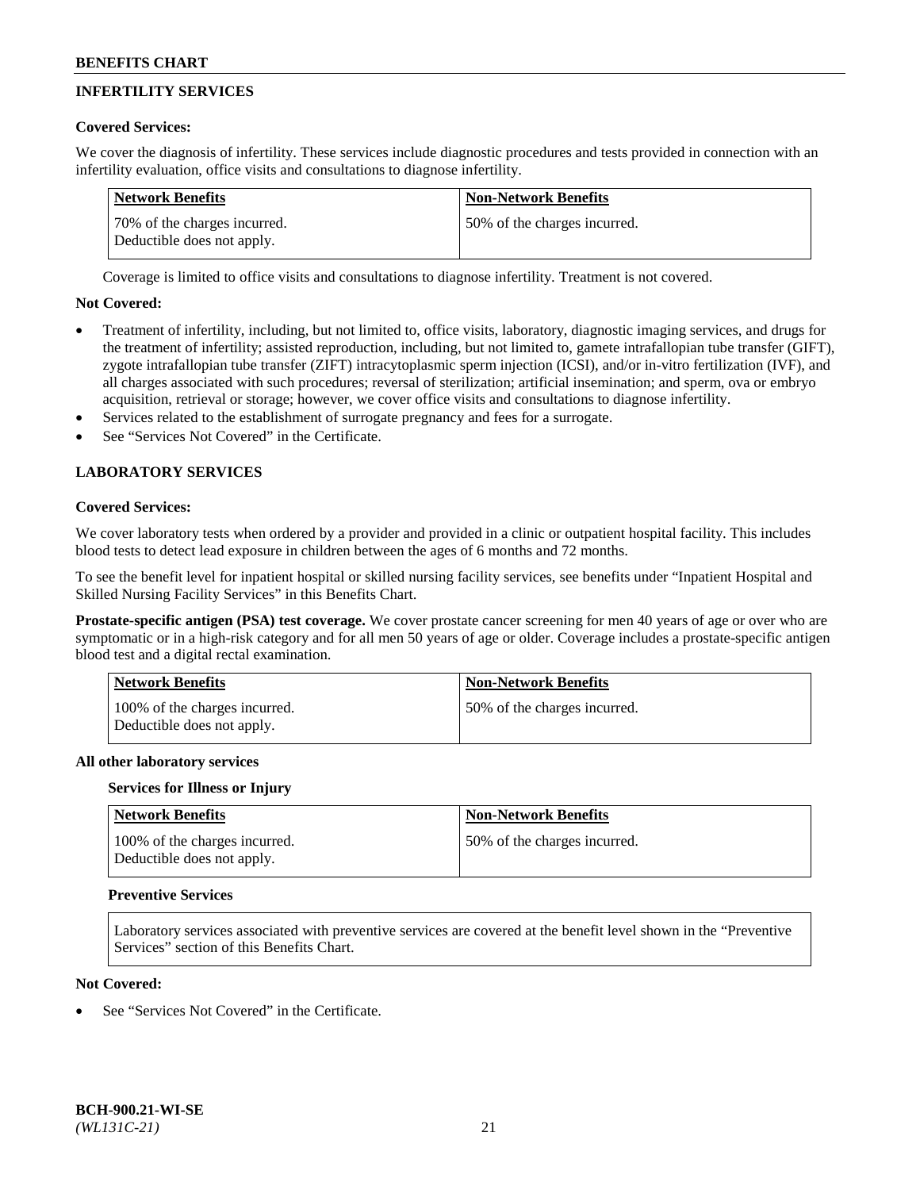## INFERTILITY SERVICES

**Covered Services:**

We cover the diagnosis of infertility. These services include diagnostic procedures and tests provided in connection with an infertility evaluation, office visits and consultations to diagnose infertility.

| Network Benefits | Non-Network Benefits |
|---|---|
| 70% of the charges incurred. Deductible does not apply. | 50% of the charges incurred. |

Coverage is limited to office visits and consultations to diagnose infertility. Treatment is not covered.

**Not Covered:**

- Treatment of infertility, including, but not limited to, office visits, laboratory, diagnostic imaging services, and drugs for the treatment of infertility; assisted reproduction, including, but not limited to, gamete intrafallopian tube transfer (GIFT), zygote intrafallopian tube transfer (ZIFT) intracytoplasmic sperm injection (ICSI), and/or in-vitro fertilization (IVF), and all charges associated with such procedures; reversal of sterilization; artificial insemination; and sperm, ova or embryo acquisition, retrieval or storage; however, we cover office visits and consultations to diagnose infertility.
- Services related to the establishment of surrogate pregnancy and fees for a surrogate.
- See "Services Not Covered" in the Certificate.

## LABORATORY SERVICES

**Covered Services:**

We cover laboratory tests when ordered by a provider and provided in a clinic or outpatient hospital facility. This includes blood tests to detect lead exposure in children between the ages of 6 months and 72 months.

To see the benefit level for inpatient hospital or skilled nursing facility services, see benefits under "Inpatient Hospital and Skilled Nursing Facility Services" in this Benefits Chart.

**Prostate-specific antigen (PSA) test coverage.** We cover prostate cancer screening for men 40 years of age or over who are symptomatic or in a high-risk category and for all men 50 years of age or older. Coverage includes a prostate-specific antigen blood test and a digital rectal examination.

| Network Benefits | Non-Network Benefits |
|---|---|
| 100% of the charges incurred. Deductible does not apply. | 50% of the charges incurred. |

**All other laboratory services**

**Services for Illness or Injury**

| Network Benefits | Non-Network Benefits |
|---|---|
| 100% of the charges incurred. Deductible does not apply. | 50% of the charges incurred. |

**Preventive Services**

Laboratory services associated with preventive services are covered at the benefit level shown in the "Preventive Services" section of this Benefits Chart.

**Not Covered:**

- See "Services Not Covered" in the Certificate.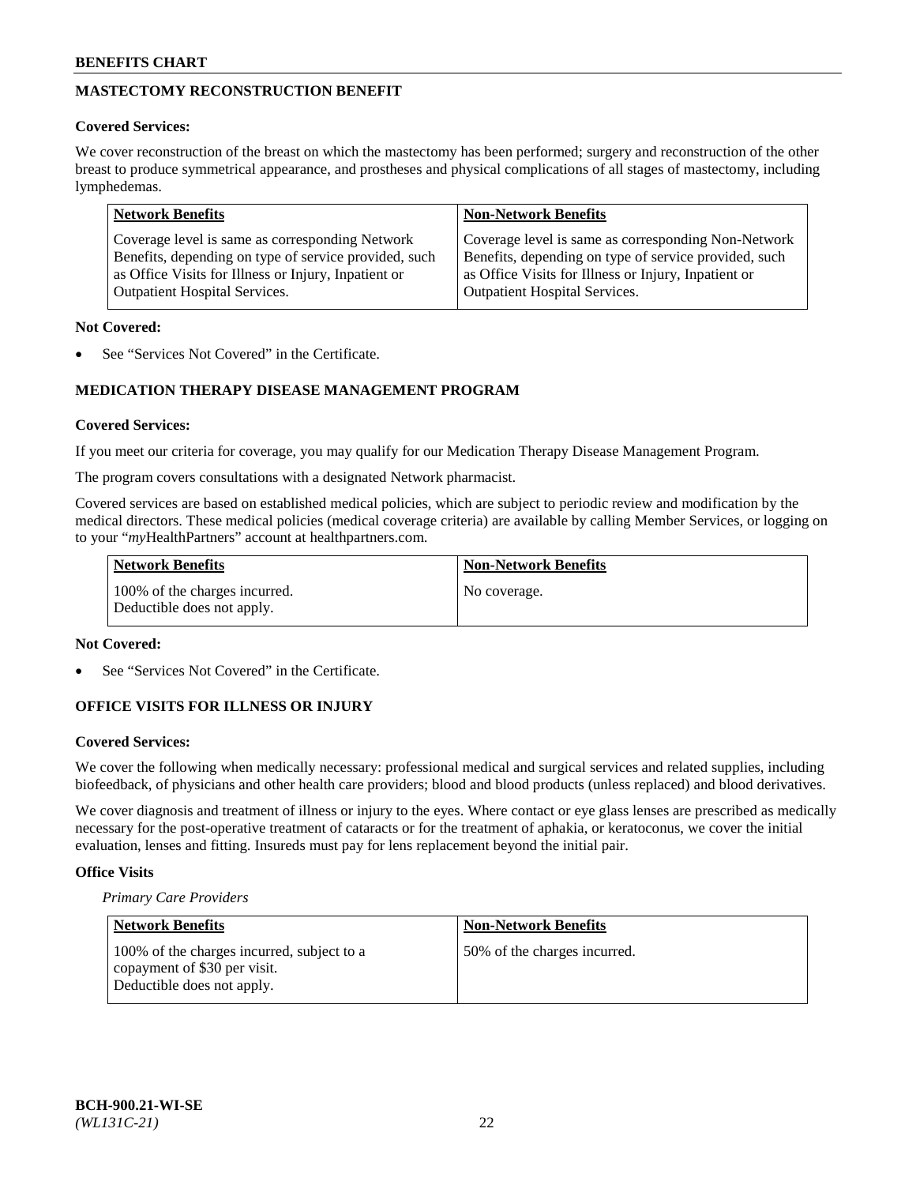## MASTECTOMY RECONSTRUCTION BENEFIT

**Covered Services:**

We cover reconstruction of the breast on which the mastectomy has been performed; surgery and reconstruction of the other breast to produce symmetrical appearance, and prostheses and physical complications of all stages of mastectomy, including lymphedemas.

| Network Benefits | Non-Network Benefits |
|---|---|
| Coverage level is same as corresponding Network Benefits, depending on type of service provided, such as Office Visits for Illness or Injury, Inpatient or Outpatient Hospital Services. | Coverage level is same as corresponding Non-Network Benefits, depending on type of service provided, such as Office Visits for Illness or Injury, Inpatient or Outpatient Hospital Services. |

**Not Covered:**

- See "Services Not Covered" in the Certificate.

## MEDICATION THERAPY DISEASE MANAGEMENT PROGRAM

**Covered Services:**

If you meet our criteria for coverage, you may qualify for our Medication Therapy Disease Management Program.

The program covers consultations with a designated Network pharmacist.

Covered services are based on established medical policies, which are subject to periodic review and modification by the medical directors. These medical policies (medical coverage criteria) are available by calling Member Services, or logging on to your "*my*HealthPartners" account at healthpartners.com.

| Network Benefits | Non-Network Benefits |
|---|---|
| 100% of the charges incurred. Deductible does not apply. | No coverage. |

**Not Covered:**

- See "Services Not Covered" in the Certificate.

## OFFICE VISITS FOR ILLNESS OR INJURY

**Covered Services:**

We cover the following when medically necessary: professional medical and surgical services and related supplies, including biofeedback, of physicians and other health care providers; blood and blood products (unless replaced) and blood derivatives.

We cover diagnosis and treatment of illness or injury to the eyes. Where contact or eye glass lenses are prescribed as medically necessary for the post-operative treatment of cataracts or for the treatment of aphakia, or keratoconus, we cover the initial evaluation, lenses and fitting. Insureds must pay for lens replacement beyond the initial pair.

**Office Visits**

*Primary Care Providers*

| Network Benefits | Non-Network Benefits |
|---|---|
| 100% of the charges incurred, subject to a copayment of $30 per visit. Deductible does not apply. | 50% of the charges incurred. |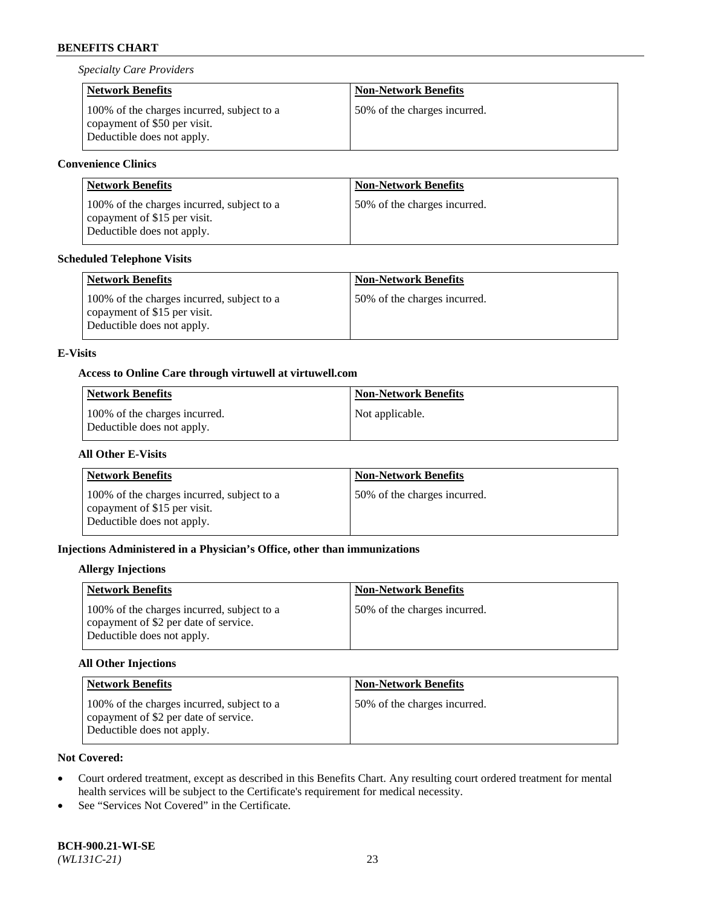*Specialty Care Providers*

| Network Benefits | Non-Network Benefits |
| --- | --- |
| 100% of the charges incurred, subject to a copayment of $50 per visit. Deductible does not apply. | 50% of the charges incurred. |

**Convenience Clinics**

| Network Benefits | Non-Network Benefits |
| --- | --- |
| 100% of the charges incurred, subject to a copayment of $15 per visit. Deductible does not apply. | 50% of the charges incurred. |

**Scheduled Telephone Visits**

| Network Benefits | Non-Network Benefits |
| --- | --- |
| 100% of the charges incurred, subject to a copayment of $15 per visit. Deductible does not apply. | 50% of the charges incurred. |

**E-Visits**

**Access to Online Care through virtuwell at virtuwell.com**

| Network Benefits | Non-Network Benefits |
| --- | --- |
| 100% of the charges incurred. Deductible does not apply. | Not applicable. |

**All Other E-Visits**

| Network Benefits | Non-Network Benefits |
| --- | --- |
| 100% of the charges incurred, subject to a copayment of $15 per visit. Deductible does not apply. | 50% of the charges incurred. |

**Injections Administered in a Physician's Office, other than immunizations**

**Allergy Injections**

| Network Benefits | Non-Network Benefits |
| --- | --- |
| 100% of the charges incurred, subject to a copayment of $2 per date of service. Deductible does not apply. | 50% of the charges incurred. |

**All Other Injections**

| Network Benefits | Non-Network Benefits |
| --- | --- |
| 100% of the charges incurred, subject to a copayment of $2 per date of service. Deductible does not apply. | 50% of the charges incurred. |

**Not Covered:**

- Court ordered treatment, except as described in this Benefits Chart. Any resulting court ordered treatment for mental health services will be subject to the Certificate's requirement for medical necessity.
- See "Services Not Covered" in the Certificate.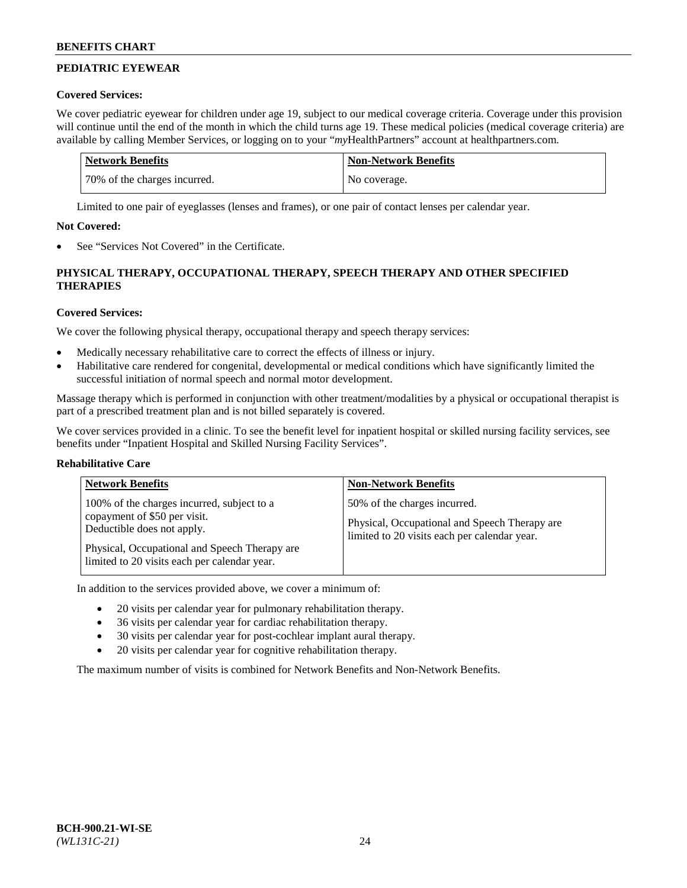## PEDIATRIC EYEWEAR

**Covered Services:**

We cover pediatric eyewear for children under age 19, subject to our medical coverage criteria. Coverage under this provision will continue until the end of the month in which the child turns age 19. These medical policies (medical coverage criteria) are available by calling Member Services, or logging on to your "*my*HealthPartners" account at healthpartners.com.

| Network Benefits | Non-Network Benefits |
|---|---|
| 70% of the charges incurred. | No coverage. |

Limited to one pair of eyeglasses (lenses and frames), or one pair of contact lenses per calendar year.

**Not Covered:**

- See "Services Not Covered" in the Certificate.

## PHYSICAL THERAPY, OCCUPATIONAL THERAPY, SPEECH THERAPY AND OTHER SPECIFIED THERAPIES

**Covered Services:**

We cover the following physical therapy, occupational therapy and speech therapy services:

- Medically necessary rehabilitative care to correct the effects of illness or injury.
- Habilitative care rendered for congenital, developmental or medical conditions which have significantly limited the successful initiation of normal speech and normal motor development.

Massage therapy which is performed in conjunction with other treatment/modalities by a physical or occupational therapist is part of a prescribed treatment plan and is not billed separately is covered.

We cover services provided in a clinic. To see the benefit level for inpatient hospital or skilled nursing facility services, see benefits under "Inpatient Hospital and Skilled Nursing Facility Services".

**Rehabilitative Care**

| Network Benefits | Non-Network Benefits |
|---|---|
| 100% of the charges incurred, subject to a copayment of $50 per visit. Deductible does not apply.<br><br>Physical, Occupational and Speech Therapy are limited to 20 visits each per calendar year. | 50% of the charges incurred.<br><br>Physical, Occupational and Speech Therapy are limited to 20 visits each per calendar year. |

In addition to the services provided above, we cover a minimum of:

- 20 visits per calendar year for pulmonary rehabilitation therapy.
- 36 visits per calendar year for cardiac rehabilitation therapy.
- 30 visits per calendar year for post-cochlear implant aural therapy.
- 20 visits per calendar year for cognitive rehabilitation therapy.

The maximum number of visits is combined for Network Benefits and Non-Network Benefits.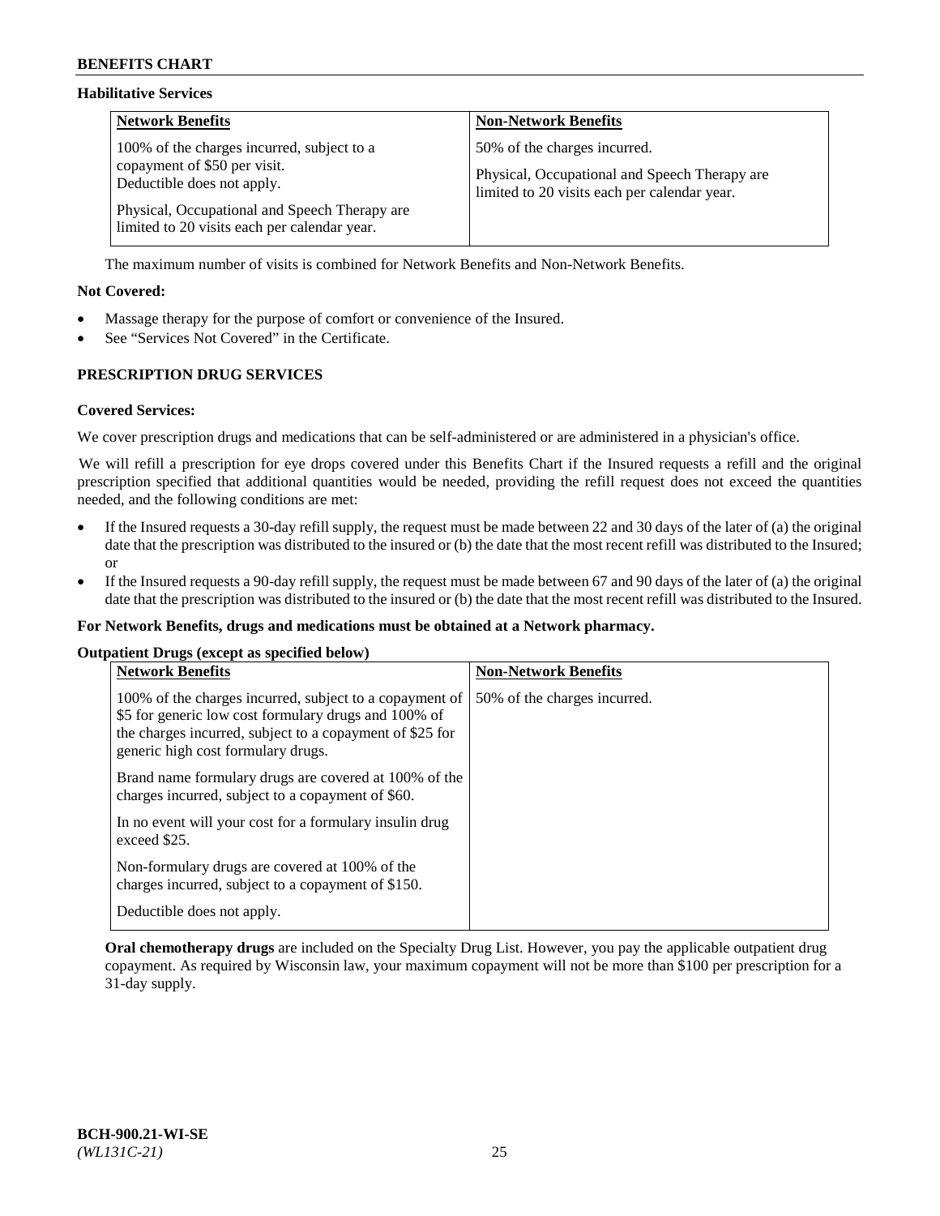### Habilitative Services

| Network Benefits | Non-Network Benefits |
| --- | --- |
| 100% of the charges incurred, subject to a copayment of $50 per visit. Deductible does not apply.<br><br>Physical, Occupational and Speech Therapy are limited to 20 visits each per calendar year. | 50% of the charges incurred.<br><br>Physical, Occupational and Speech Therapy are limited to 20 visits each per calendar year. |

The maximum number of visits is combined for Network Benefits and Non-Network Benefits.

**Not Covered:**

- Massage therapy for the purpose of comfort or convenience of the Insured.
- See "Services Not Covered" in the Certificate.

## PRESCRIPTION DRUG SERVICES

**Covered Services:**

We cover prescription drugs and medications that can be self-administered or are administered in a physician's office.

We will refill a prescription for eye drops covered under this Benefits Chart if the Insured requests a refill and the original prescription specified that additional quantities would be needed, providing the refill request does not exceed the quantities needed, and the following conditions are met:

- If the Insured requests a 30-day refill supply, the request must be made between 22 and 30 days of the later of (a) the original date that the prescription was distributed to the insured or (b) the date that the most recent refill was distributed to the Insured; or
- If the Insured requests a 90-day refill supply, the request must be made between 67 and 90 days of the later of (a) the original date that the prescription was distributed to the insured or (b) the date that the most recent refill was distributed to the Insured.

**For Network Benefits, drugs and medications must be obtained at a Network pharmacy.**

**Outpatient Drugs (except as specified below)**

| Network Benefits | Non-Network Benefits |
| --- | --- |
| 100% of the charges incurred, subject to a copayment of $5 for generic low cost formulary drugs and 100% of the charges incurred, subject to a copayment of $25 for generic high cost formulary drugs.<br><br>Brand name formulary drugs are covered at 100% of the charges incurred, subject to a copayment of $60.<br><br>In no event will your cost for a formulary insulin drug exceed $25.<br><br>Non-formulary drugs are covered at 100% of the charges incurred, subject to a copayment of $150.<br><br>Deductible does not apply. | 50% of the charges incurred. |

**Oral chemotherapy drugs** are included on the Specialty Drug List. However, you pay the applicable outpatient drug copayment. As required by Wisconsin law, your maximum copayment will not be more than $100 per prescription for a 31-day supply.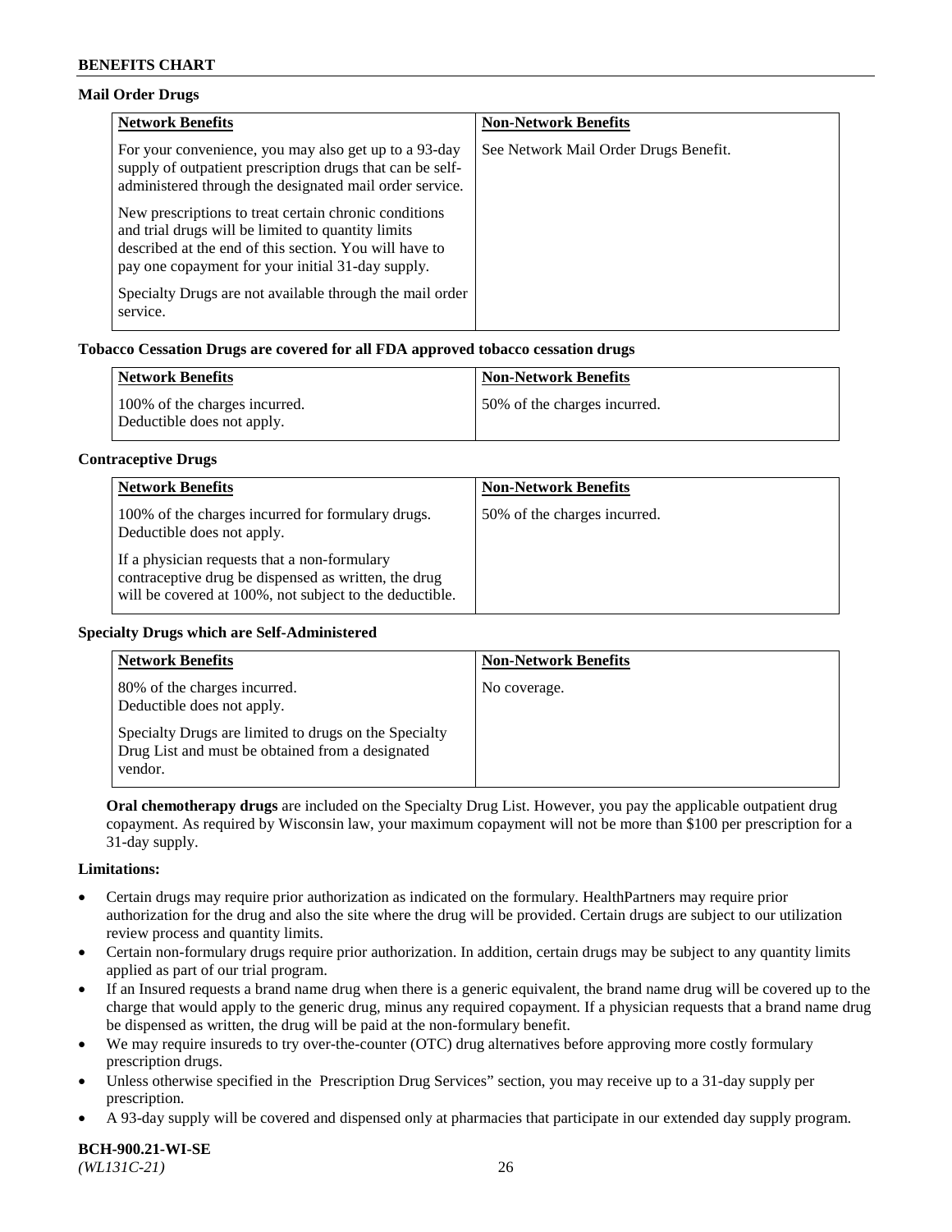## Mail Order Drugs

| Network Benefits | Non-Network Benefits |
|---|---|
| For your convenience, you may also get up to a 93-day supply of outpatient prescription drugs that can be self-administered through the designated mail order service. New prescriptions to treat certain chronic conditions and trial drugs will be limited to quantity limits described at the end of this section. You will have to pay one copayment for your initial 31-day supply. Specialty Drugs are not available through the mail order service. | See Network Mail Order Drugs Benefit. |

## Tobacco Cessation Drugs are covered for all FDA approved tobacco cessation drugs

| Network Benefits | Non-Network Benefits |
|---|---|
| 100% of the charges incurred. Deductible does not apply. | 50% of the charges incurred. |

## Contraceptive Drugs

| Network Benefits | Non-Network Benefits |
|---|---|
| 100% of the charges incurred for formulary drugs. Deductible does not apply. If a physician requests that a non-formulary contraceptive drug be dispensed as written, the drug will be covered at 100%, not subject to the deductible. | 50% of the charges incurred. |

## Specialty Drugs which are Self-Administered

| Network Benefits | Non-Network Benefits |
|---|---|
| 80% of the charges incurred. Deductible does not apply. Specialty Drugs are limited to drugs on the Specialty Drug List and must be obtained from a designated vendor. | No coverage. |

**Oral chemotherapy drugs** are included on the Specialty Drug List. However, you pay the applicable outpatient drug copayment. As required by Wisconsin law, your maximum copayment will not be more than $100 per prescription for a 31-day supply.

**Limitations:**

- Certain drugs may require prior authorization as indicated on the formulary. HealthPartners may require prior authorization for the drug and also the site where the drug will be provided. Certain drugs are subject to our utilization review process and quantity limits.
- Certain non-formulary drugs require prior authorization. In addition, certain drugs may be subject to any quantity limits applied as part of our trial program.
- If an Insured requests a brand name drug when there is a generic equivalent, the brand name drug will be covered up to the charge that would apply to the generic drug, minus any required copayment. If a physician requests that a brand name drug be dispensed as written, the drug will be paid at the non-formulary benefit.
- We may require insureds to try over-the-counter (OTC) drug alternatives before approving more costly formulary prescription drugs.
- Unless otherwise specified in the Prescription Drug Services" section, you may receive up to a 31-day supply per prescription.
- A 93-day supply will be covered and dispensed only at pharmacies that participate in our extended day supply program.

**BCH-900.21-WI-SE**
*(WL131C-21)*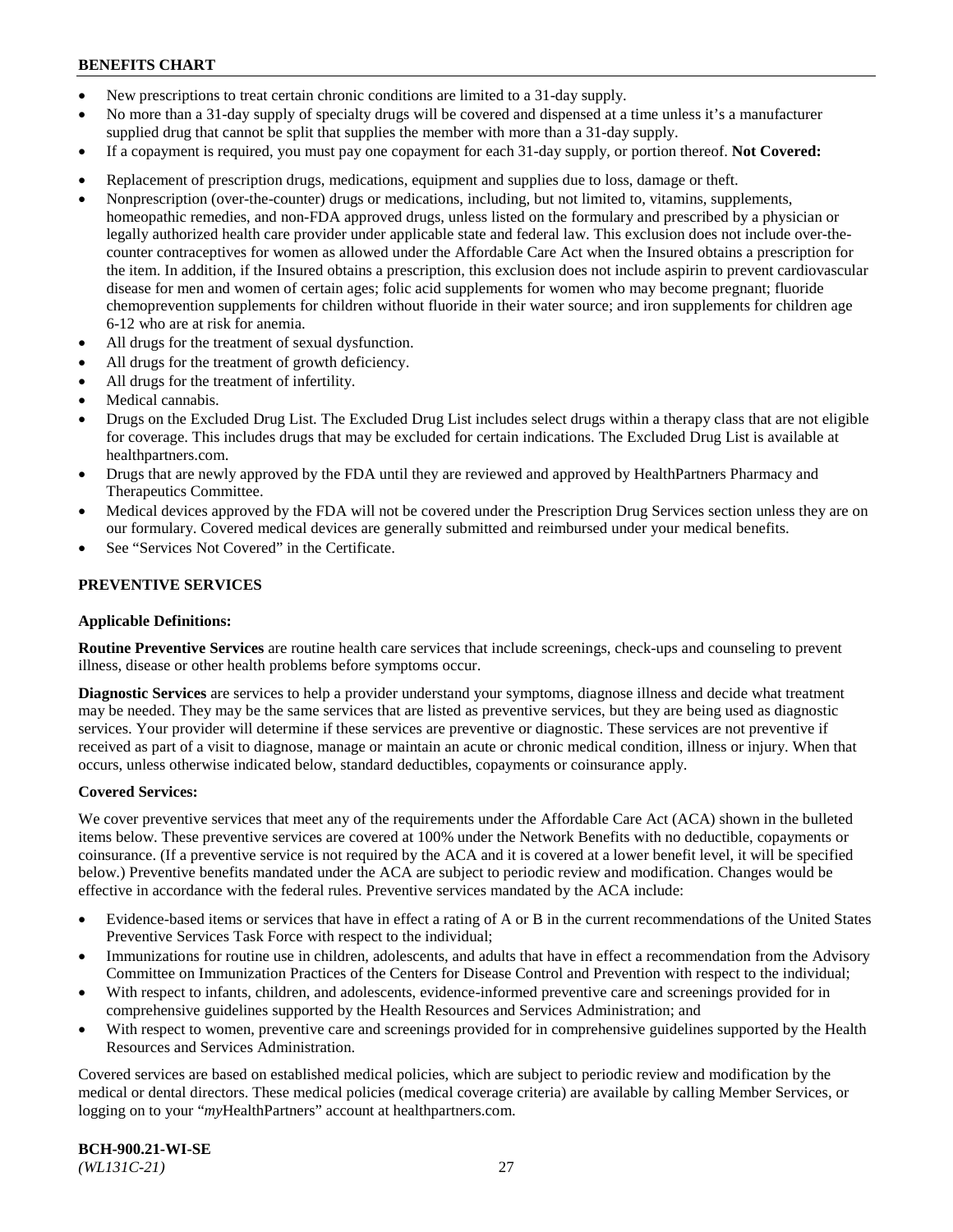- New prescriptions to treat certain chronic conditions are limited to a 31-day supply.
- No more than a 31-day supply of specialty drugs will be covered and dispensed at a time unless it's a manufacturer supplied drug that cannot be split that supplies the member with more than a 31-day supply.
- If a copayment is required, you must pay one copayment for each 31-day supply, or portion thereof. **Not Covered:**
- Replacement of prescription drugs, medications, equipment and supplies due to loss, damage or theft.
- Nonprescription (over-the-counter) drugs or medications, including, but not limited to, vitamins, supplements, homeopathic remedies, and non-FDA approved drugs, unless listed on the formulary and prescribed by a physician or legally authorized health care provider under applicable state and federal law. This exclusion does not include over-the-counter contraceptives for women as allowed under the Affordable Care Act when the Insured obtains a prescription for the item. In addition, if the Insured obtains a prescription, this exclusion does not include aspirin to prevent cardiovascular disease for men and women of certain ages; folic acid supplements for women who may become pregnant; fluoride chemoprevention supplements for children without fluoride in their water source; and iron supplements for children age 6-12 who are at risk for anemia.
- All drugs for the treatment of sexual dysfunction.
- All drugs for the treatment of growth deficiency.
- All drugs for the treatment of infertility.
- Medical cannabis.
- Drugs on the Excluded Drug List. The Excluded Drug List includes select drugs within a therapy class that are not eligible for coverage. This includes drugs that may be excluded for certain indications. The Excluded Drug List is available at healthpartners.com.
- Drugs that are newly approved by the FDA until they are reviewed and approved by HealthPartners Pharmacy and Therapeutics Committee.
- Medical devices approved by the FDA will not be covered under the Prescription Drug Services section unless they are on our formulary. Covered medical devices are generally submitted and reimbursed under your medical benefits.
- See "Services Not Covered" in the Certificate.

## PREVENTIVE SERVICES

### Applicable Definitions:

**Routine Preventive Services** are routine health care services that include screenings, check-ups and counseling to prevent illness, disease or other health problems before symptoms occur.

**Diagnostic Services** are services to help a provider understand your symptoms, diagnose illness and decide what treatment may be needed. They may be the same services that are listed as preventive services, but they are being used as diagnostic services. Your provider will determine if these services are preventive or diagnostic. These services are not preventive if received as part of a visit to diagnose, manage or maintain an acute or chronic medical condition, illness or injury. When that occurs, unless otherwise indicated below, standard deductibles, copayments or coinsurance apply.

### Covered Services:

We cover preventive services that meet any of the requirements under the Affordable Care Act (ACA) shown in the bulleted items below. These preventive services are covered at 100% under the Network Benefits with no deductible, copayments or coinsurance. (If a preventive service is not required by the ACA and it is covered at a lower benefit level, it will be specified below.) Preventive benefits mandated under the ACA are subject to periodic review and modification. Changes would be effective in accordance with the federal rules. Preventive services mandated by the ACA include:

- Evidence-based items or services that have in effect a rating of A or B in the current recommendations of the United States Preventive Services Task Force with respect to the individual;
- Immunizations for routine use in children, adolescents, and adults that have in effect a recommendation from the Advisory Committee on Immunization Practices of the Centers for Disease Control and Prevention with respect to the individual;
- With respect to infants, children, and adolescents, evidence-informed preventive care and screenings provided for in comprehensive guidelines supported by the Health Resources and Services Administration; and
- With respect to women, preventive care and screenings provided for in comprehensive guidelines supported by the Health Resources and Services Administration.

Covered services are based on established medical policies, which are subject to periodic review and modification by the medical or dental directors. These medical policies (medical coverage criteria) are available by calling Member Services, or logging on to your "*my*HealthPartners" account at healthpartners.com.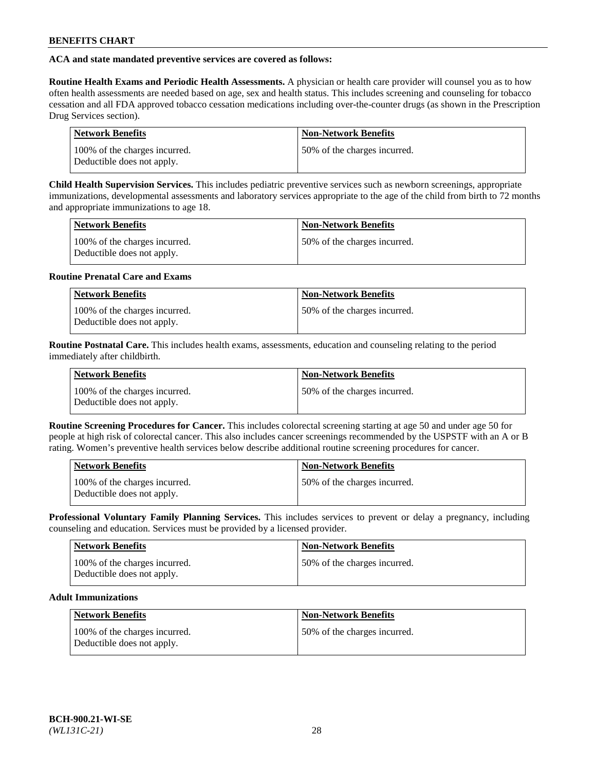**ACA and state mandated preventive services are covered as follows:**

**Routine Health Exams and Periodic Health Assessments.** A physician or health care provider will counsel you as to how often health assessments are needed based on age, sex and health status. This includes screening and counseling for tobacco cessation and all FDA approved tobacco cessation medications including over-the-counter drugs (as shown in the Prescription Drug Services section).

| Network Benefits | Non-Network Benefits |
|---|---|
| 100% of the charges incurred. Deductible does not apply. | 50% of the charges incurred. |

**Child Health Supervision Services.** This includes pediatric preventive services such as newborn screenings, appropriate immunizations, developmental assessments and laboratory services appropriate to the age of the child from birth to 72 months and appropriate immunizations to age 18.

| Network Benefits | Non-Network Benefits |
|---|---|
| 100% of the charges incurred. Deductible does not apply. | 50% of the charges incurred. |

**Routine Prenatal Care and Exams**

| Network Benefits | Non-Network Benefits |
|---|---|
| 100% of the charges incurred. Deductible does not apply. | 50% of the charges incurred. |

**Routine Postnatal Care.** This includes health exams, assessments, education and counseling relating to the period immediately after childbirth.

| Network Benefits | Non-Network Benefits |
|---|---|
| 100% of the charges incurred. Deductible does not apply. | 50% of the charges incurred. |

**Routine Screening Procedures for Cancer.** This includes colorectal screening starting at age 50 and under age 50 for people at high risk of colorectal cancer. This also includes cancer screenings recommended by the USPSTF with an A or B rating. Women's preventive health services below describe additional routine screening procedures for cancer.

| Network Benefits | Non-Network Benefits |
|---|---|
| 100% of the charges incurred. Deductible does not apply. | 50% of the charges incurred. |

**Professional Voluntary Family Planning Services.** This includes services to prevent or delay a pregnancy, including counseling and education. Services must be provided by a licensed provider.

| Network Benefits | Non-Network Benefits |
|---|---|
| 100% of the charges incurred. Deductible does not apply. | 50% of the charges incurred. |

**Adult Immunizations**

| Network Benefits | Non-Network Benefits |
|---|---|
| 100% of the charges incurred. Deductible does not apply. | 50% of the charges incurred. |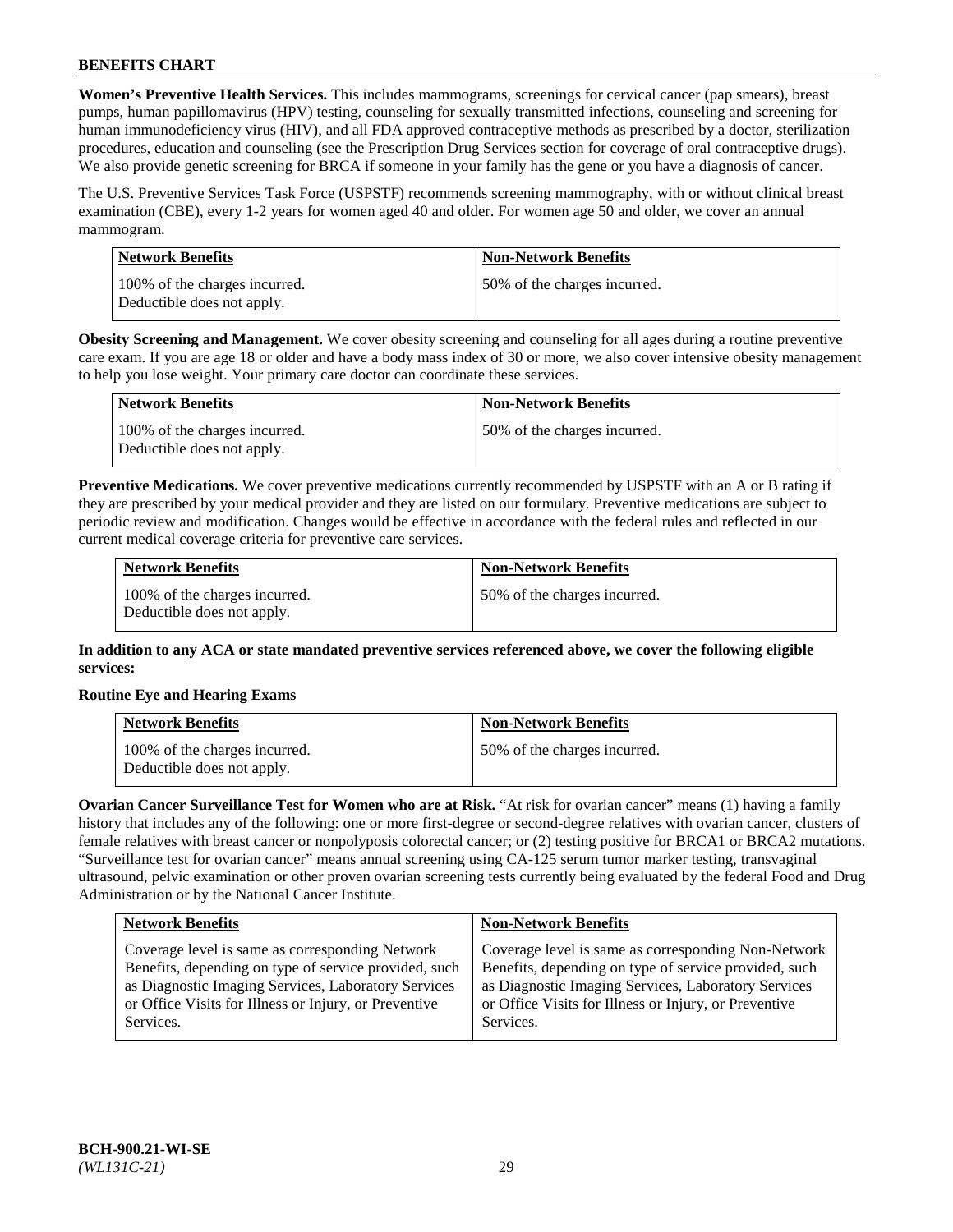**Women's Preventive Health Services.** This includes mammograms, screenings for cervical cancer (pap smears), breast pumps, human papillomavirus (HPV) testing, counseling for sexually transmitted infections, counseling and screening for human immunodeficiency virus (HIV), and all FDA approved contraceptive methods as prescribed by a doctor, sterilization procedures, education and counseling (see the Prescription Drug Services section for coverage of oral contraceptive drugs). We also provide genetic screening for BRCA if someone in your family has the gene or you have a diagnosis of cancer.

The U.S. Preventive Services Task Force (USPSTF) recommends screening mammography, with or without clinical breast examination (CBE), every 1-2 years for women aged 40 and older. For women age 50 and older, we cover an annual mammogram.

| Network Benefits | Non-Network Benefits |
|---|---|
| 100% of the charges incurred. Deductible does not apply. | 50% of the charges incurred. |

**Obesity Screening and Management.** We cover obesity screening and counseling for all ages during a routine preventive care exam. If you are age 18 or older and have a body mass index of 30 or more, we also cover intensive obesity management to help you lose weight. Your primary care doctor can coordinate these services.

| Network Benefits | Non-Network Benefits |
|---|---|
| 100% of the charges incurred. Deductible does not apply. | 50% of the charges incurred. |

**Preventive Medications.** We cover preventive medications currently recommended by USPSTF with an A or B rating if they are prescribed by your medical provider and they are listed on our formulary. Preventive medications are subject to periodic review and modification. Changes would be effective in accordance with the federal rules and reflected in our current medical coverage criteria for preventive care services.

| Network Benefits | Non-Network Benefits |
|---|---|
| 100% of the charges incurred. Deductible does not apply. | 50% of the charges incurred. |

**In addition to any ACA or state mandated preventive services referenced above, we cover the following eligible services:**

**Routine Eye and Hearing Exams**

| Network Benefits | Non-Network Benefits |
|---|---|
| 100% of the charges incurred. Deductible does not apply. | 50% of the charges incurred. |

**Ovarian Cancer Surveillance Test for Women who are at Risk.** "At risk for ovarian cancer" means (1) having a family history that includes any of the following: one or more first-degree or second-degree relatives with ovarian cancer, clusters of female relatives with breast cancer or nonpolyposis colorectal cancer; or (2) testing positive for BRCA1 or BRCA2 mutations. "Surveillance test for ovarian cancer" means annual screening using CA-125 serum tumor marker testing, transvaginal ultrasound, pelvic examination or other proven ovarian screening tests currently being evaluated by the federal Food and Drug Administration or by the National Cancer Institute.

| Network Benefits | Non-Network Benefits |
|---|---|
| Coverage level is same as corresponding Network Benefits, depending on type of service provided, such as Diagnostic Imaging Services, Laboratory Services or Office Visits for Illness or Injury, or Preventive Services. | Coverage level is same as corresponding Non-Network Benefits, depending on type of service provided, such as Diagnostic Imaging Services, Laboratory Services or Office Visits for Illness or Injury, or Preventive Services. |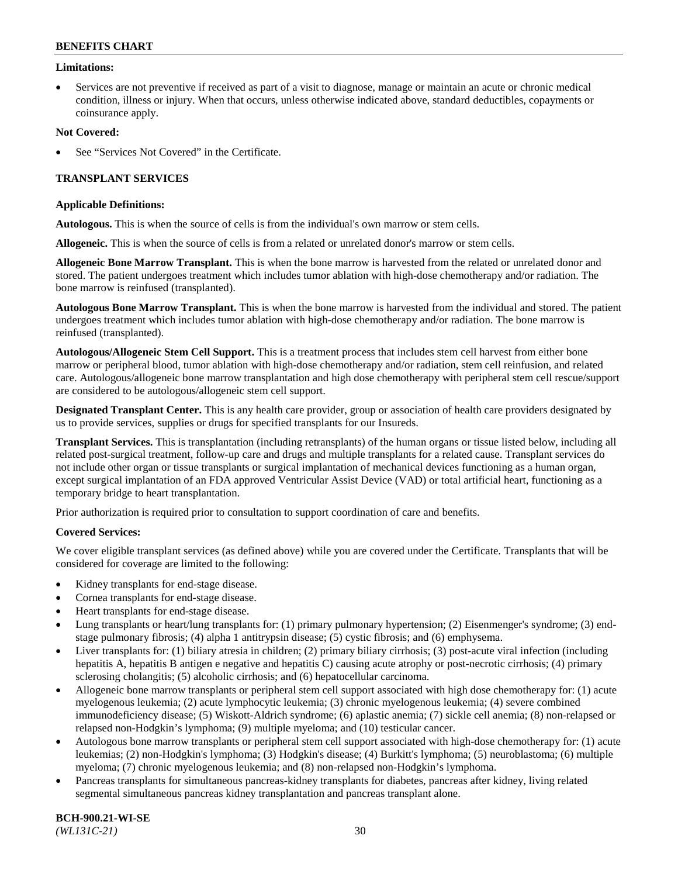**Limitations:**

- Services are not preventive if received as part of a visit to diagnose, manage or maintain an acute or chronic medical condition, illness or injury. When that occurs, unless otherwise indicated above, standard deductibles, copayments or coinsurance apply.

**Not Covered:**

- See "Services Not Covered" in the Certificate.

## TRANSPLANT SERVICES

**Applicable Definitions:**

**Autologous.** This is when the source of cells is from the individual's own marrow or stem cells.

**Allogeneic.** This is when the source of cells is from a related or unrelated donor's marrow or stem cells.

**Allogeneic Bone Marrow Transplant.** This is when the bone marrow is harvested from the related or unrelated donor and stored. The patient undergoes treatment which includes tumor ablation with high-dose chemotherapy and/or radiation. The bone marrow is reinfused (transplanted).

**Autologous Bone Marrow Transplant.** This is when the bone marrow is harvested from the individual and stored. The patient undergoes treatment which includes tumor ablation with high-dose chemotherapy and/or radiation. The bone marrow is reinfused (transplanted).

**Autologous/Allogeneic Stem Cell Support.** This is a treatment process that includes stem cell harvest from either bone marrow or peripheral blood, tumor ablation with high-dose chemotherapy and/or radiation, stem cell reinfusion, and related care. Autologous/allogeneic bone marrow transplantation and high dose chemotherapy with peripheral stem cell rescue/support are considered to be autologous/allogeneic stem cell support.

**Designated Transplant Center.** This is any health care provider, group or association of health care providers designated by us to provide services, supplies or drugs for specified transplants for our Insureds.

**Transplant Services.** This is transplantation (including retransplants) of the human organs or tissue listed below, including all related post-surgical treatment, follow-up care and drugs and multiple transplants for a related cause. Transplant services do not include other organ or tissue transplants or surgical implantation of mechanical devices functioning as a human organ, except surgical implantation of an FDA approved Ventricular Assist Device (VAD) or total artificial heart, functioning as a temporary bridge to heart transplantation.

Prior authorization is required prior to consultation to support coordination of care and benefits.

**Covered Services:**

We cover eligible transplant services (as defined above) while you are covered under the Certificate. Transplants that will be considered for coverage are limited to the following:

- Kidney transplants for end-stage disease.
- Cornea transplants for end-stage disease.
- Heart transplants for end-stage disease.
- Lung transplants or heart/lung transplants for: (1) primary pulmonary hypertension; (2) Eisenmenger's syndrome; (3) end-stage pulmonary fibrosis; (4) alpha 1 antitrypsin disease; (5) cystic fibrosis; and (6) emphysema.
- Liver transplants for: (1) biliary atresia in children; (2) primary biliary cirrhosis; (3) post-acute viral infection (including hepatitis A, hepatitis B antigen e negative and hepatitis C) causing acute atrophy or post-necrotic cirrhosis; (4) primary sclerosing cholangitis; (5) alcoholic cirrhosis; and (6) hepatocellular carcinoma.
- Allogeneic bone marrow transplants or peripheral stem cell support associated with high dose chemotherapy for: (1) acute myelogenous leukemia; (2) acute lymphocytic leukemia; (3) chronic myelogenous leukemia; (4) severe combined immunodeficiency disease; (5) Wiskott-Aldrich syndrome; (6) aplastic anemia; (7) sickle cell anemia; (8) non-relapsed or relapsed non-Hodgkin's lymphoma; (9) multiple myeloma; and (10) testicular cancer.
- Autologous bone marrow transplants or peripheral stem cell support associated with high-dose chemotherapy for: (1) acute leukemias; (2) non-Hodgkin's lymphoma; (3) Hodgkin's disease; (4) Burkitt's lymphoma; (5) neuroblastoma; (6) multiple myeloma; (7) chronic myelogenous leukemia; and (8) non-relapsed non-Hodgkin's lymphoma.
- Pancreas transplants for simultaneous pancreas-kidney transplants for diabetes, pancreas after kidney, living related segmental simultaneous pancreas kidney transplantation and pancreas transplant alone.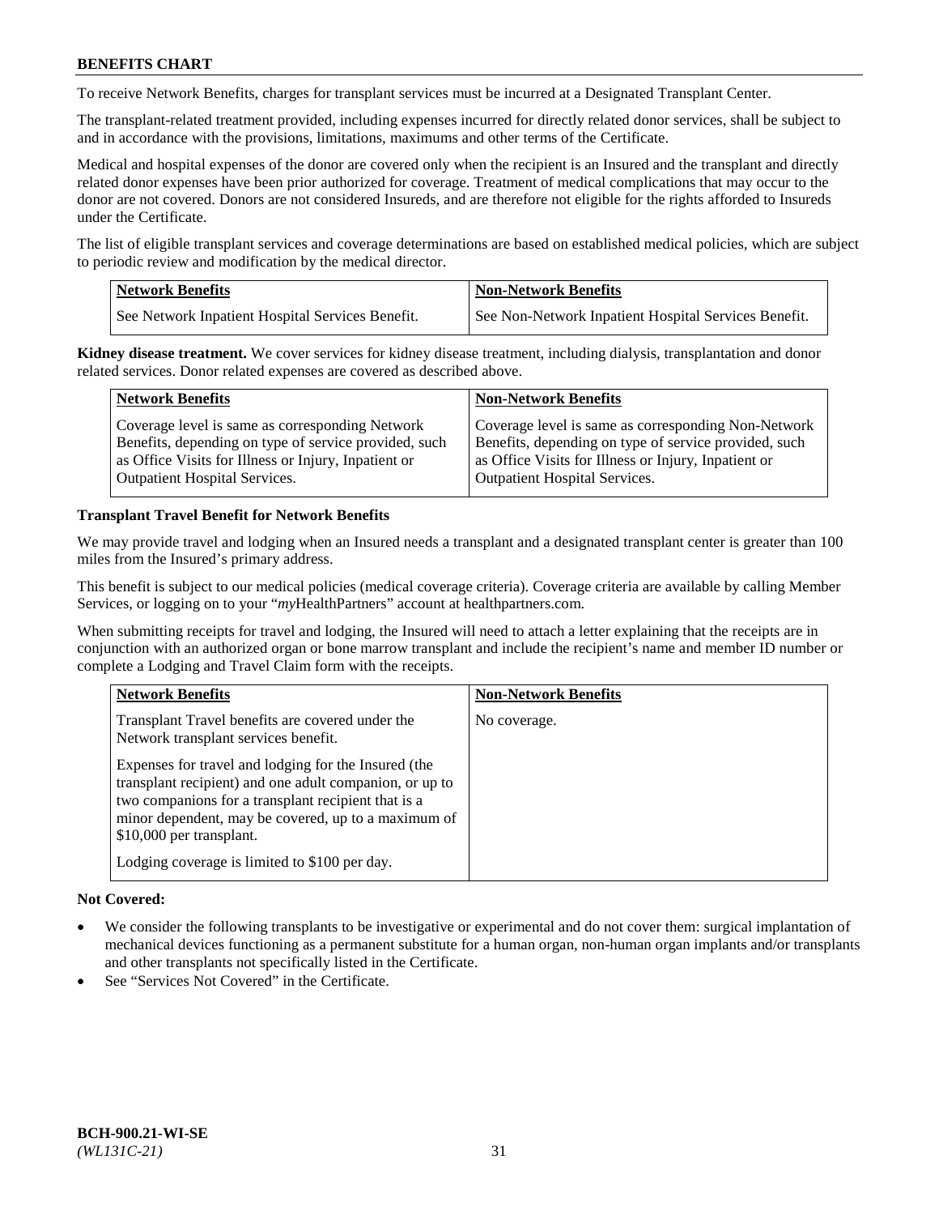To receive Network Benefits, charges for transplant services must be incurred at a Designated Transplant Center.

The transplant-related treatment provided, including expenses incurred for directly related donor services, shall be subject to and in accordance with the provisions, limitations, maximums and other terms of the Certificate.

Medical and hospital expenses of the donor are covered only when the recipient is an Insured and the transplant and directly related donor expenses have been prior authorized for coverage. Treatment of medical complications that may occur to the donor are not covered. Donors are not considered Insureds, and are therefore not eligible for the rights afforded to Insureds under the Certificate.

The list of eligible transplant services and coverage determinations are based on established medical policies, which are subject to periodic review and modification by the medical director.

| Network Benefits | Non-Network Benefits |
|---|---|
| See Network Inpatient Hospital Services Benefit. | See Non-Network Inpatient Hospital Services Benefit. |

**Kidney disease treatment.** We cover services for kidney disease treatment, including dialysis, transplantation and donor related services. Donor related expenses are covered as described above.

| Network Benefits | Non-Network Benefits |
|---|---|
| Coverage level is same as corresponding Network Benefits, depending on type of service provided, such as Office Visits for Illness or Injury, Inpatient or Outpatient Hospital Services. | Coverage level is same as corresponding Non-Network Benefits, depending on type of service provided, such as Office Visits for Illness or Injury, Inpatient or Outpatient Hospital Services. |

**Transplant Travel Benefit for Network Benefits**

We may provide travel and lodging when an Insured needs a transplant and a designated transplant center is greater than 100 miles from the Insured's primary address.

This benefit is subject to our medical policies (medical coverage criteria). Coverage criteria are available by calling Member Services, or logging on to your "*my*HealthPartners" account at healthpartners.com.

When submitting receipts for travel and lodging, the Insured will need to attach a letter explaining that the receipts are in conjunction with an authorized organ or bone marrow transplant and include the recipient's name and member ID number or complete a Lodging and Travel Claim form with the receipts.

| Network Benefits | Non-Network Benefits |
|---|---|
| Transplant Travel benefits are covered under the Network transplant services benefit.<br><br>Expenses for travel and lodging for the Insured (the transplant recipient) and one adult companion, or up to two companions for a transplant recipient that is a minor dependent, may be covered, up to a maximum of $10,000 per transplant.<br><br>Lodging coverage is limited to $100 per day. | No coverage. |

**Not Covered:**

- We consider the following transplants to be investigative or experimental and do not cover them: surgical implantation of mechanical devices functioning as a permanent substitute for a human organ, non-human organ implants and/or transplants and other transplants not specifically listed in the Certificate.
- See "Services Not Covered" in the Certificate.

**BCH-900.21-WI-SE**
*(WL131C-21)*